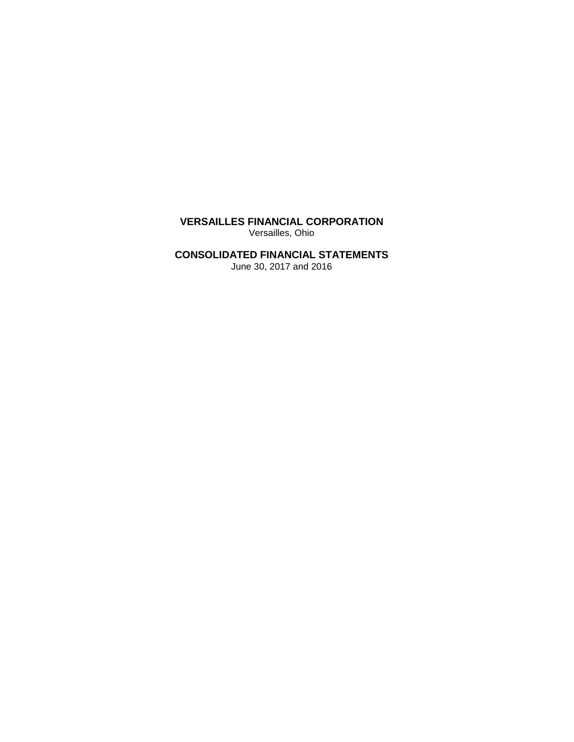# VERSAILLES FINANCIAL CORPORATION

Versailles, Ohio

## CONSOLIDATED FINANCIAL STATEMENTS

June 30, 2017 and 2016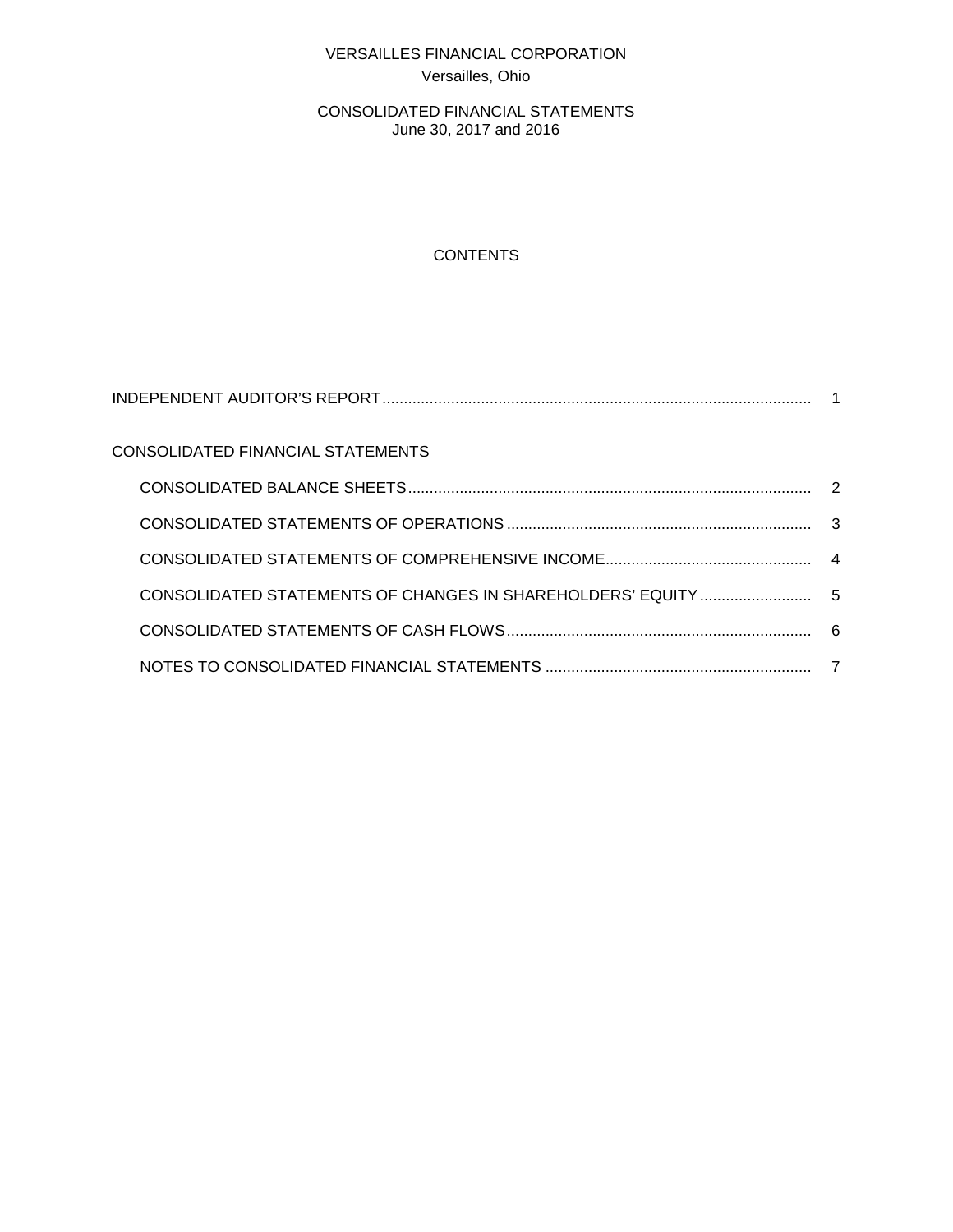VERSAILLES FINANCIAL CORPORATION
Versailles, Ohio

CONSOLIDATED FINANCIAL STATEMENTS
June 30, 2017 and 2016

# CONTENTS

| | |
|---|---|
| INDEPENDENT AUDITOR'S REPORT | 1 |
| CONSOLIDATED FINANCIAL STATEMENTS | |
| CONSOLIDATED BALANCE SHEETS | 2 |
| CONSOLIDATED STATEMENTS OF OPERATIONS | 3 |
| CONSOLIDATED STATEMENTS OF COMPREHENSIVE INCOME | 4 |
| CONSOLIDATED STATEMENTS OF CHANGES IN SHAREHOLDERS' EQUITY | 5 |
| CONSOLIDATED STATEMENTS OF CASH FLOWS | 6 |
| NOTES TO CONSOLIDATED FINANCIAL STATEMENTS | 7 |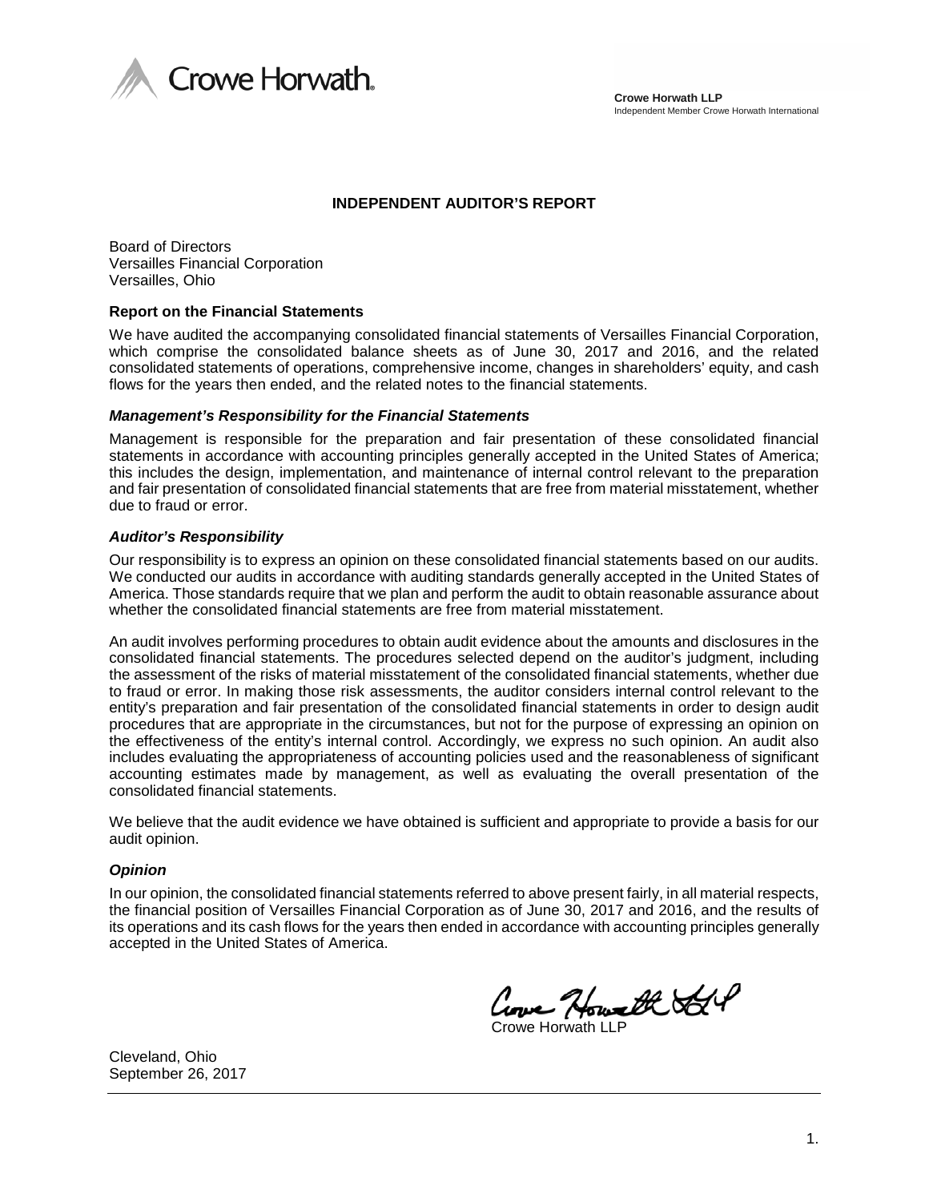Crowe Horwath.

**Crowe Horwath LLP**
Independent Member Crowe Horwath International

## INDEPENDENT AUDITOR'S REPORT

Board of Directors
Versailles Financial Corporation
Versailles, Ohio

### Report on the Financial Statements

We have audited the accompanying consolidated financial statements of Versailles Financial Corporation, which comprise the consolidated balance sheets as of June 30, 2017 and 2016, and the related consolidated statements of operations, comprehensive income, changes in shareholders' equity, and cash flows for the years then ended, and the related notes to the financial statements.

### *Management's Responsibility for the Financial Statements*

Management is responsible for the preparation and fair presentation of these consolidated financial statements in accordance with accounting principles generally accepted in the United States of America; this includes the design, implementation, and maintenance of internal control relevant to the preparation and fair presentation of consolidated financial statements that are free from material misstatement, whether due to fraud or error.

### *Auditor's Responsibility*

Our responsibility is to express an opinion on these consolidated financial statements based on our audits. We conducted our audits in accordance with auditing standards generally accepted in the United States of America. Those standards require that we plan and perform the audit to obtain reasonable assurance about whether the consolidated financial statements are free from material misstatement.

An audit involves performing procedures to obtain audit evidence about the amounts and disclosures in the consolidated financial statements. The procedures selected depend on the auditor's judgment, including the assessment of the risks of material misstatement of the consolidated financial statements, whether due to fraud or error. In making those risk assessments, the auditor considers internal control relevant to the entity's preparation and fair presentation of the consolidated financial statements in order to design audit procedures that are appropriate in the circumstances, but not for the purpose of expressing an opinion on the effectiveness of the entity's internal control. Accordingly, we express no such opinion. An audit also includes evaluating the appropriateness of accounting policies used and the reasonableness of significant accounting estimates made by management, as well as evaluating the overall presentation of the consolidated financial statements.

We believe that the audit evidence we have obtained is sufficient and appropriate to provide a basis for our audit opinion.

### *Opinion*

In our opinion, the consolidated financial statements referred to above present fairly, in all material respects, the financial position of Versailles Financial Corporation as of June 30, 2017 and 2016, and the results of its operations and its cash flows for the years then ended in accordance with accounting principles generally accepted in the United States of America.

Crowe Horwath LLP

Cleveland, Ohio
September 26, 2017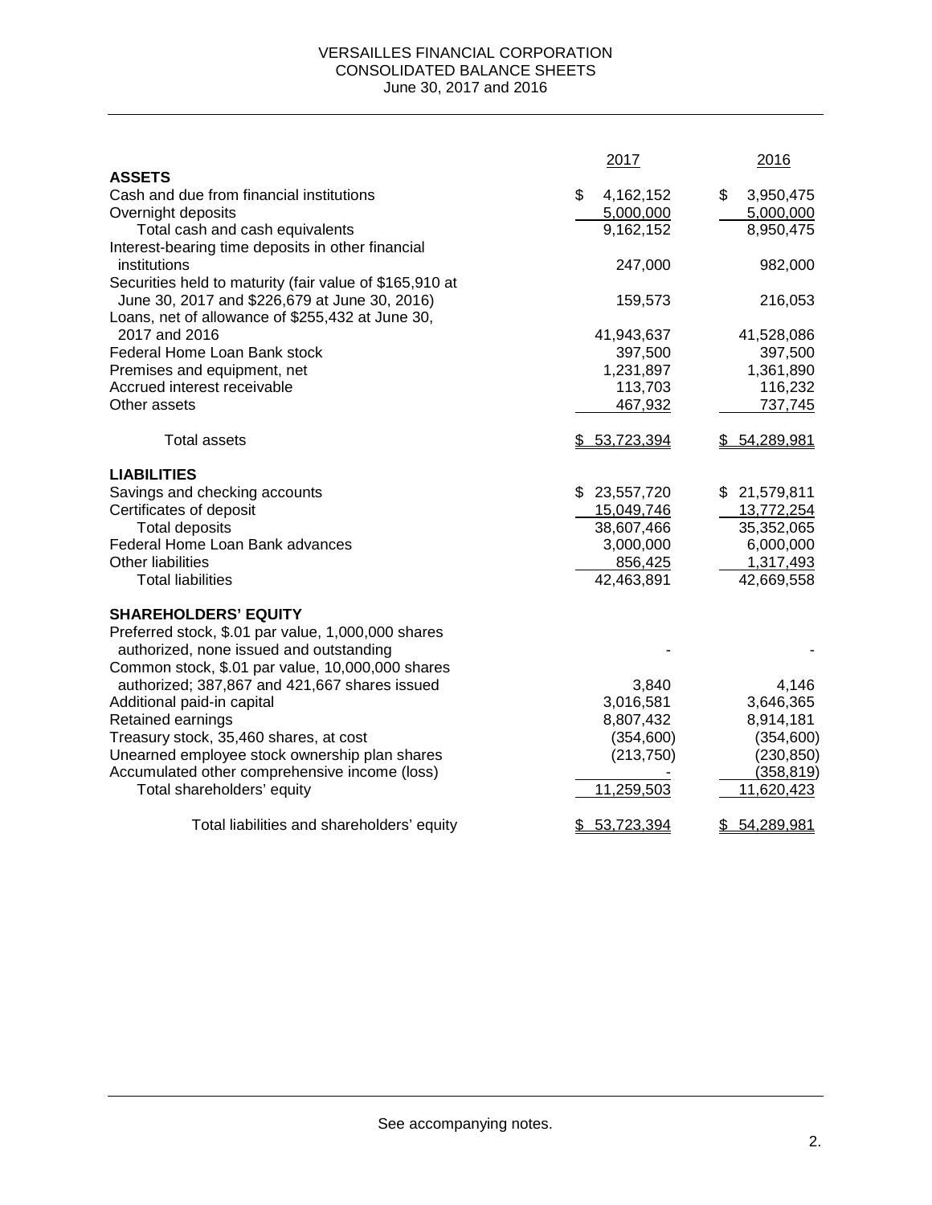# VERSAILLES FINANCIAL CORPORATION
## CONSOLIDATED BALANCE SHEETS
### June 30, 2017 and 2016

| | 2017 | 2016 |
|---|---|---|
| **ASSETS** | | |
| Cash and due from financial institutions | $ 4,162,152 | $ 3,950,475 |
| Overnight deposits | 5,000,000 | 5,000,000 |
| Total cash and cash equivalents | 9,162,152 | 8,950,475 |
| Interest-bearing time deposits in other financial institutions | 247,000 | 982,000 |
| Securities held to maturity (fair value of $165,910 at June 30, 2017 and $226,679 at June 30, 2016) | 159,573 | 216,053 |
| Loans, net of allowance of $255,432 at June 30, 2017 and 2016 | 41,943,637 | 41,528,086 |
| Federal Home Loan Bank stock | 397,500 | 397,500 |
| Premises and equipment, net | 1,231,897 | 1,361,890 |
| Accrued interest receivable | 113,703 | 116,232 |
| Other assets | 467,932 | 737,745 |
| Total assets | $ 53,723,394 | $ 54,289,981 |
| **LIABILITIES** | | |
| Savings and checking accounts | $ 23,557,720 | $ 21,579,811 |
| Certificates of deposit | 15,049,746 | 13,772,254 |
| Total deposits | 38,607,466 | 35,352,065 |
| Federal Home Loan Bank advances | 3,000,000 | 6,000,000 |
| Other liabilities | 856,425 | 1,317,493 |
| Total liabilities | 42,463,891 | 42,669,558 |
| **SHAREHOLDERS' EQUITY** | | |
| Preferred stock, $.01 par value, 1,000,000 shares authorized, none issued and outstanding | - | - |
| Common stock, $.01 par value, 10,000,000 shares authorized; 387,867 and 421,667 shares issued | 3,840 | 4,146 |
| Additional paid-in capital | 3,016,581 | 3,646,365 |
| Retained earnings | 8,807,432 | 8,914,181 |
| Treasury stock, 35,460 shares, at cost | (354,600) | (354,600) |
| Unearned employee stock ownership plan shares | (213,750) | (230,850) |
| Accumulated other comprehensive income (loss) | - | (358,819) |
| Total shareholders' equity | 11,259,503 | 11,620,423 |
| Total liabilities and shareholders' equity | $ 53,723,394 | $ 54,289,981 |

See accompanying notes.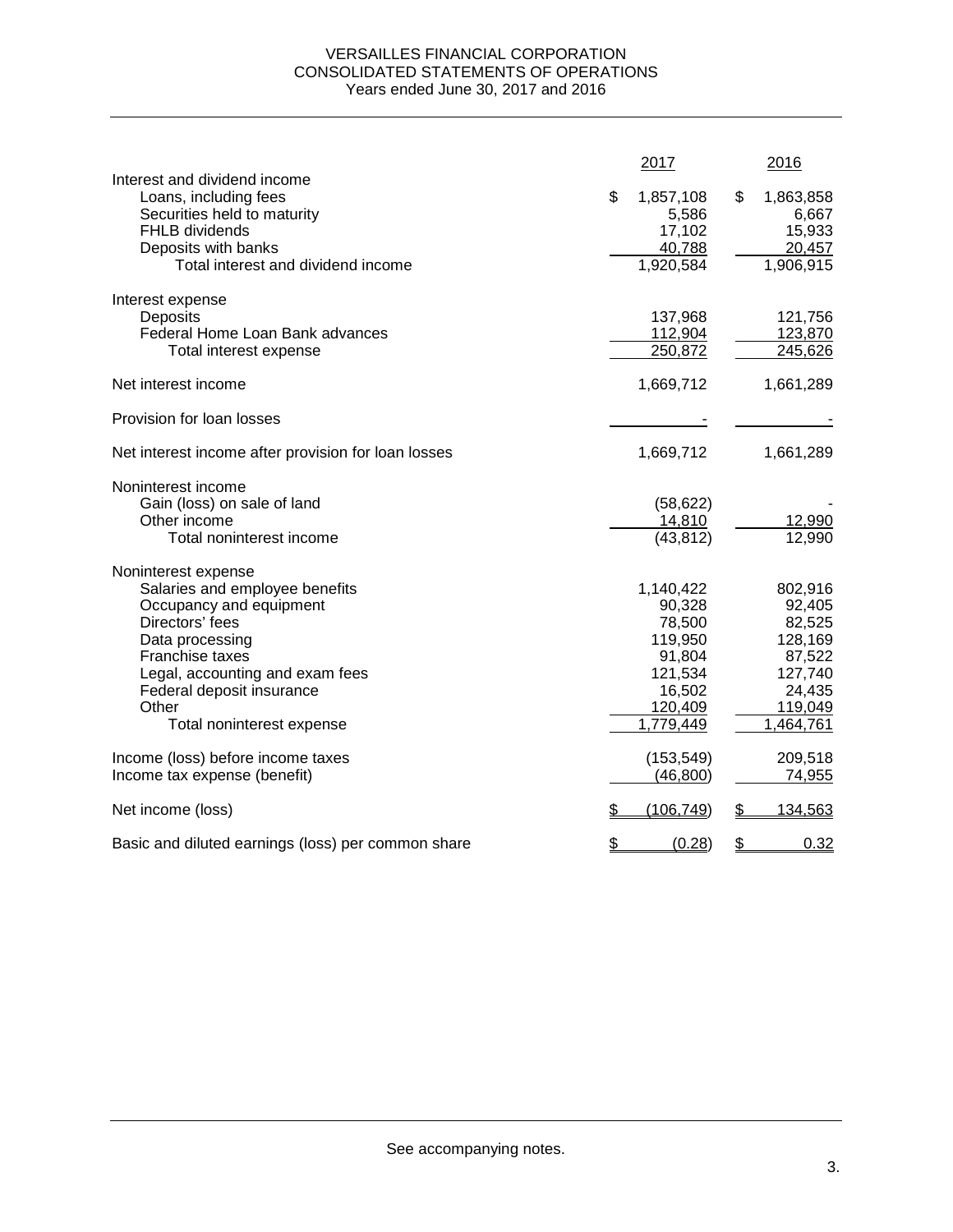# VERSAILLES FINANCIAL CORPORATION
## CONSOLIDATED STATEMENTS OF OPERATIONS
### Years ended June 30, 2017 and 2016

| | 2017 | 2016 |
|---|---|---|
| **Interest and dividend income** | | |
| Loans, including fees | $ 1,857,108 | $ 1,863,858 |
| Securities held to maturity | 5,586 | 6,667 |
| FHLB dividends | 17,102 | 15,933 |
| Deposits with banks | 40,788 | 20,457 |
| Total interest and dividend income | 1,920,584 | 1,906,915 |
| **Interest expense** | | |
| Deposits | 137,968 | 121,756 |
| Federal Home Loan Bank advances | 112,904 | 123,870 |
| Total interest expense | 250,872 | 245,626 |
| Net interest income | 1,669,712 | 1,661,289 |
| Provision for loan losses | - | - |
| Net interest income after provision for loan losses | 1,669,712 | 1,661,289 |
| **Noninterest income** | | |
| Gain (loss) on sale of land | (58,622) | - |
| Other income | 14,810 | 12,990 |
| Total noninterest income | (43,812) | 12,990 |
| **Noninterest expense** | | |
| Salaries and employee benefits | 1,140,422 | 802,916 |
| Occupancy and equipment | 90,328 | 92,405 |
| Directors' fees | 78,500 | 82,525 |
| Data processing | 119,950 | 128,169 |
| Franchise taxes | 91,804 | 87,522 |
| Legal, accounting and exam fees | 121,534 | 127,740 |
| Federal deposit insurance | 16,502 | 24,435 |
| Other | 120,409 | 119,049 |
| Total noninterest expense | 1,779,449 | 1,464,761 |
| Income (loss) before income taxes | (153,549) | 209,518 |
| Income tax expense (benefit) | (46,800) | 74,955 |
| Net income (loss) | $ (106,749) | $ 134,563 |
| Basic and diluted earnings (loss) per common share | $ (0.28) | $ 0.32 |

See accompanying notes.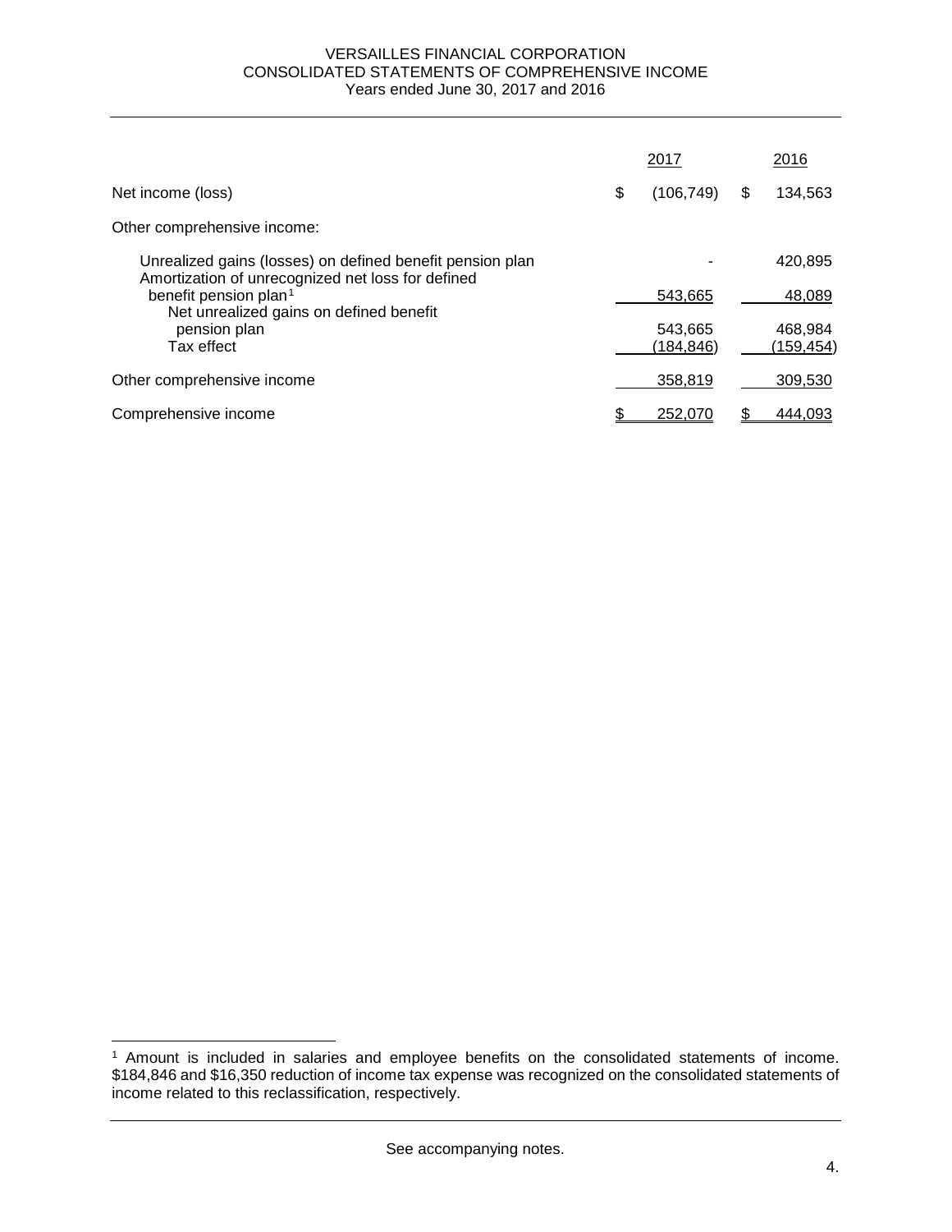# VERSAILLES FINANCIAL CORPORATION
## CONSOLIDATED STATEMENTS OF COMPREHENSIVE INCOME
### Years ended June 30, 2017 and 2016

| | 2017 | 2016 |
|---|---|---|
| Net income (loss) | $ (106,749) | $ 134,563 |
| Other comprehensive income: | | |
| Unrealized gains (losses) on defined benefit pension plan | - | 420,895 |
| Amortization of unrecognized net loss for defined benefit pension plan[1] | 543,665 | 48,089 |
| Net unrealized gains on defined benefit pension plan | 543,665 | 468,984 |
| Tax effect | (184,846) | (159,454) |
| Other comprehensive income | 358,819 | 309,530 |
| Comprehensive income | $ 252,070 | $ 444,093 |

[1] Amount is included in salaries and employee benefits on the consolidated statements of income. $184,846 and $16,350 reduction of income tax expense was recognized on the consolidated statements of income related to this reclassification, respectively.

See accompanying notes.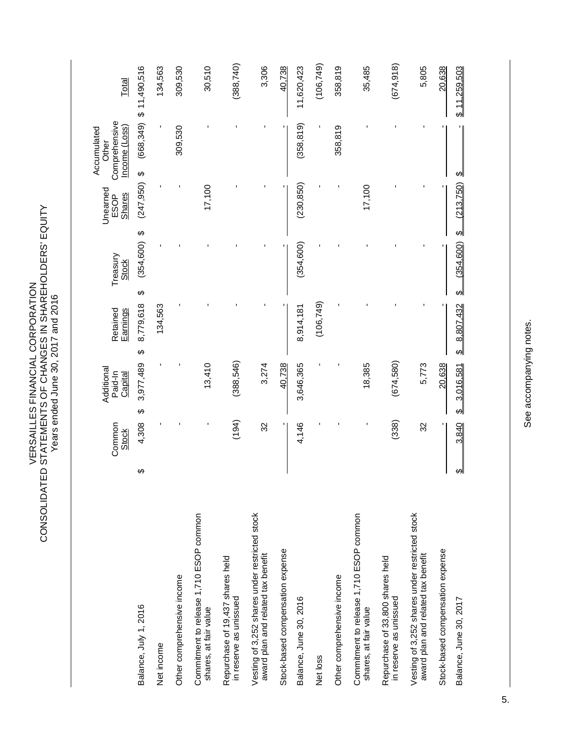# VERSAILLES FINANCIAL CORPORATION
## CONSOLIDATED STATEMENTS OF CHANGES IN SHAREHOLDERS' EQUITY
### Years ended June 30, 2017 and 2016

| | Common Stock | Additional Paid-In Capital | Retained Earnings | Treasury Stock | Unearned ESOP Shares | Accumulated Other Comprehensive Income (Loss) | Total |
|---|---|---|---|---|---|---|---|
| Balance, July 1, 2016 | $ 4,308 | $ 3,977,489 | $ 8,779,618 | $ (354,600) | $ (247,950) | $ (668,349) | $ 11,490,516 |
| Net income | - | - | 134,563 | - | - | - | 134,563 |
| Other comprehensive income | - | - | - | - | - | 309,530 | 309,530 |
| Commitment to release 1,710 ESOP common shares, at fair value | - | 13,410 | - | - | 17,100 | - | 30,510 |
| Repurchase of 19,437 shares held in reserve as unissued | (194) | (388,546) | - | - | - | - | (388,740) |
| Vesting of 3,252 shares under restricted stock award plan and related tax benefit | 32 | 3,274 | - | - | - | - | 3,306 |
| Stock-based compensation expense | - | 40,738 | - | - | - | - | 40,738 |
| Balance, June 30, 2016 | 4,146 | 3,646,365 | 8,914,181 | (354,600) | (230,850) | (358,819) | 11,620,423 |
| Net loss | - | - | (106,749) | - | - | - | (106,749) |
| Other comprehensive income | - | - | - | - | - | 358,819 | 358,819 |
| Commitment to release 1,710 ESOP common shares, at fair value | - | 18,385 | - | - | 17,100 | - | 35,485 |
| Repurchase of 33,800 shares held in reserve as unissued | (338) | (674,580) | - | - | - | - | (674,918) |
| Vesting of 3,252 shares under restricted stock award plan and related tax benefit | 32 | 5,773 | - | - | - | - | 5,805 |
| Stock-based compensation expense | - | 20,638 | - | - | - | - | 20,638 |
| Balance, June 30, 2017 | $ 3,840 | $ 3,016,581 | $ 8,807,432 | $ (354,600) | $ (213,750) | $ - | $ 11,259,503 |

See accompanying notes.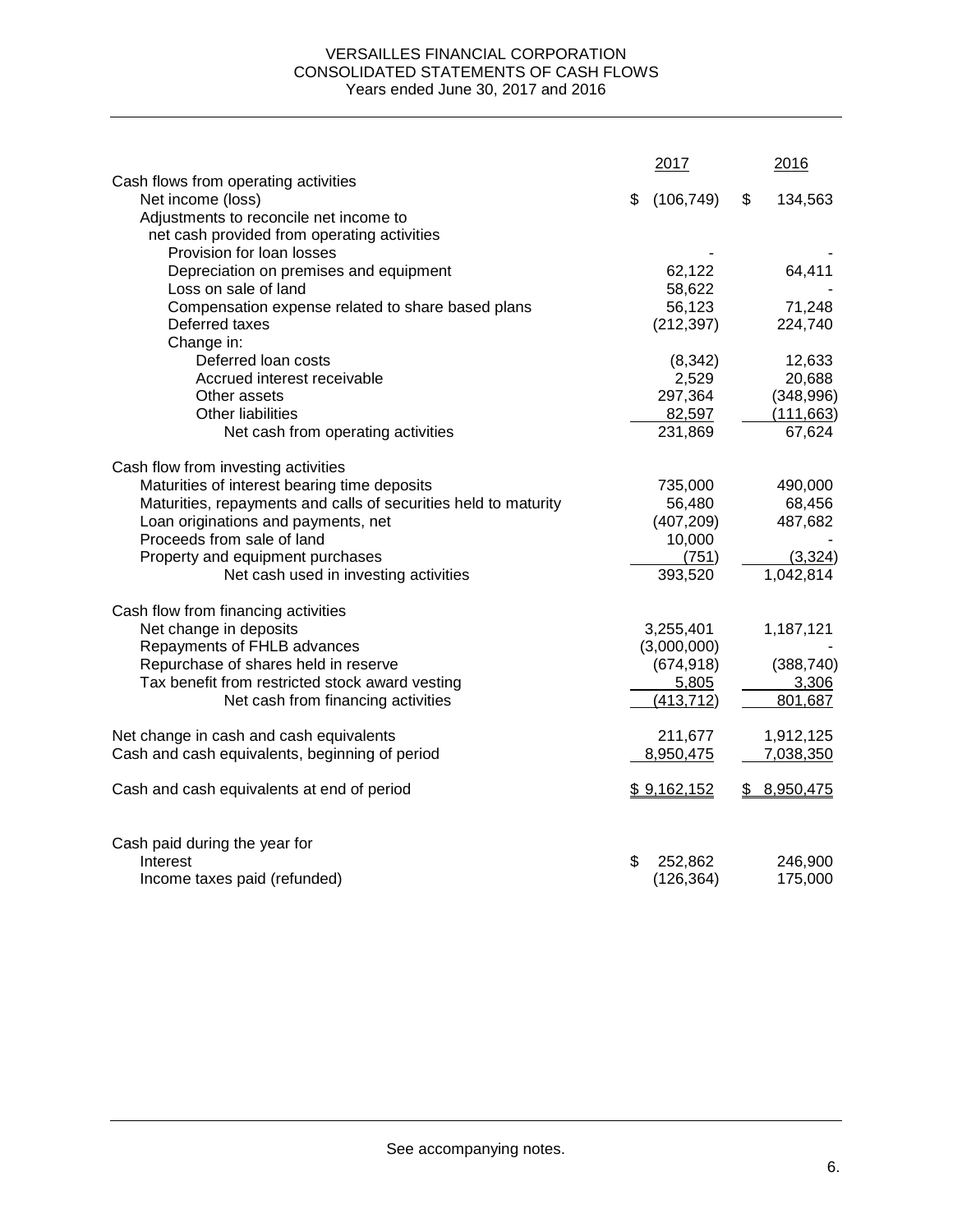# VERSAILLES FINANCIAL CORPORATION
## CONSOLIDATED STATEMENTS OF CASH FLOWS
### Years ended June 30, 2017 and 2016

| | 2017 | 2016 |
|---|---|---|
| **Cash flows from operating activities** | | |
| Net income (loss) | $ (106,749) | $ 134,563 |
| Adjustments to reconcile net income to net cash provided from operating activities | | |
| Provision for loan losses | - | - |
| Depreciation on premises and equipment | 62,122 | 64,411 |
| Loss on sale of land | 58,622 | - |
| Compensation expense related to share based plans | 56,123 | 71,248 |
| Deferred taxes | (212,397) | 224,740 |
| Change in: | | |
| Deferred loan costs | (8,342) | 12,633 |
| Accrued interest receivable | 2,529 | 20,688 |
| Other assets | 297,364 | (348,996) |
| Other liabilities | 82,597 | (111,663) |
| Net cash from operating activities | 231,869 | 67,624 |
| **Cash flow from investing activities** | | |
| Maturities of interest bearing time deposits | 735,000 | 490,000 |
| Maturities, repayments and calls of securities held to maturity | 56,480 | 68,456 |
| Loan originations and payments, net | (407,209) | 487,682 |
| Proceeds from sale of land | 10,000 | - |
| Property and equipment purchases | (751) | (3,324) |
| Net cash used in investing activities | 393,520 | 1,042,814 |
| **Cash flow from financing activities** | | |
| Net change in deposits | 3,255,401 | 1,187,121 |
| Repayments of FHLB advances | (3,000,000) | - |
| Repurchase of shares held in reserve | (674,918) | (388,740) |
| Tax benefit from restricted stock award vesting | 5,805 | 3,306 |
| Net cash from financing activities | (413,712) | 801,687 |
| Net change in cash and cash equivalents | 211,677 | 1,912,125 |
| Cash and cash equivalents, beginning of period | 8,950,475 | 7,038,350 |
| Cash and cash equivalents at end of period | $ 9,162,152 | $ 8,950,475 |
| **Cash paid during the year for** | | |
| Interest | $ 252,862 | 246,900 |
| Income taxes paid (refunded) | (126,364) | 175,000 |

See accompanying notes.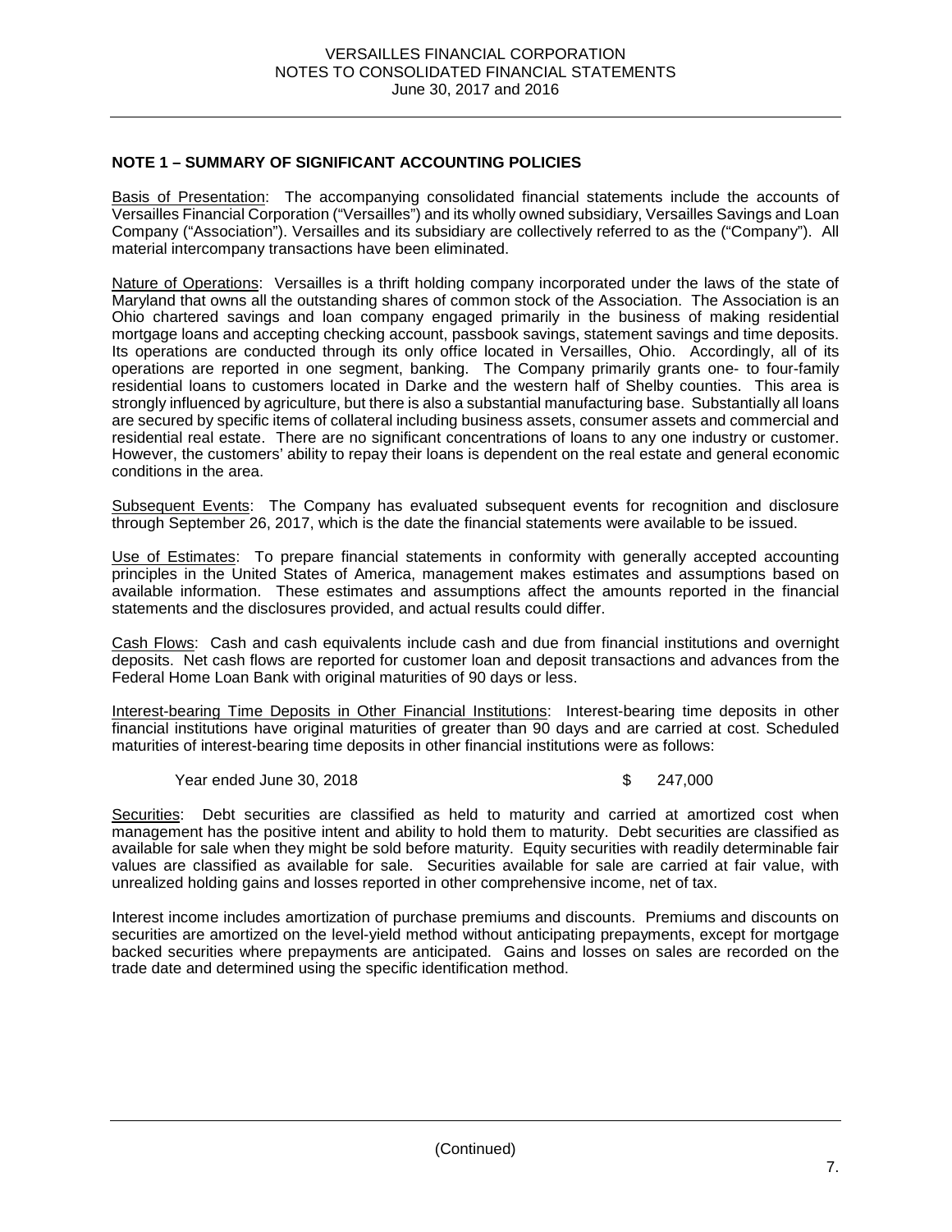## NOTE 1 – SUMMARY OF SIGNIFICANT ACCOUNTING POLICIES

Basis of Presentation: The accompanying consolidated financial statements include the accounts of Versailles Financial Corporation ("Versailles") and its wholly owned subsidiary, Versailles Savings and Loan Company ("Association"). Versailles and its subsidiary are collectively referred to as the ("Company"). All material intercompany transactions have been eliminated.

Nature of Operations: Versailles is a thrift holding company incorporated under the laws of the state of Maryland that owns all the outstanding shares of common stock of the Association. The Association is an Ohio chartered savings and loan company engaged primarily in the business of making residential mortgage loans and accepting checking account, passbook savings, statement savings and time deposits. Its operations are conducted through its only office located in Versailles, Ohio. Accordingly, all of its operations are reported in one segment, banking. The Company primarily grants one- to four-family residential loans to customers located in Darke and the western half of Shelby counties. This area is strongly influenced by agriculture, but there is also a substantial manufacturing base. Substantially all loans are secured by specific items of collateral including business assets, consumer assets and commercial and residential real estate. There are no significant concentrations of loans to any one industry or customer. However, the customers' ability to repay their loans is dependent on the real estate and general economic conditions in the area.

Subsequent Events: The Company has evaluated subsequent events for recognition and disclosure through September 26, 2017, which is the date the financial statements were available to be issued.

Use of Estimates: To prepare financial statements in conformity with generally accepted accounting principles in the United States of America, management makes estimates and assumptions based on available information. These estimates and assumptions affect the amounts reported in the financial statements and the disclosures provided, and actual results could differ.

Cash Flows: Cash and cash equivalents include cash and due from financial institutions and overnight deposits. Net cash flows are reported for customer loan and deposit transactions and advances from the Federal Home Loan Bank with original maturities of 90 days or less.

Interest-bearing Time Deposits in Other Financial Institutions: Interest-bearing time deposits in other financial institutions have original maturities of greater than 90 days and are carried at cost. Scheduled maturities of interest-bearing time deposits in other financial institutions were as follows:

| | |
|---|---|
| Year ended June 30, 2018 | $ 247,000 |

Securities: Debt securities are classified as held to maturity and carried at amortized cost when management has the positive intent and ability to hold them to maturity. Debt securities are classified as available for sale when they might be sold before maturity. Equity securities with readily determinable fair values are classified as available for sale. Securities available for sale are carried at fair value, with unrealized holding gains and losses reported in other comprehensive income, net of tax.

Interest income includes amortization of purchase premiums and discounts. Premiums and discounts on securities are amortized on the level-yield method without anticipating prepayments, except for mortgage backed securities where prepayments are anticipated. Gains and losses on sales are recorded on the trade date and determined using the specific identification method.

(Continued)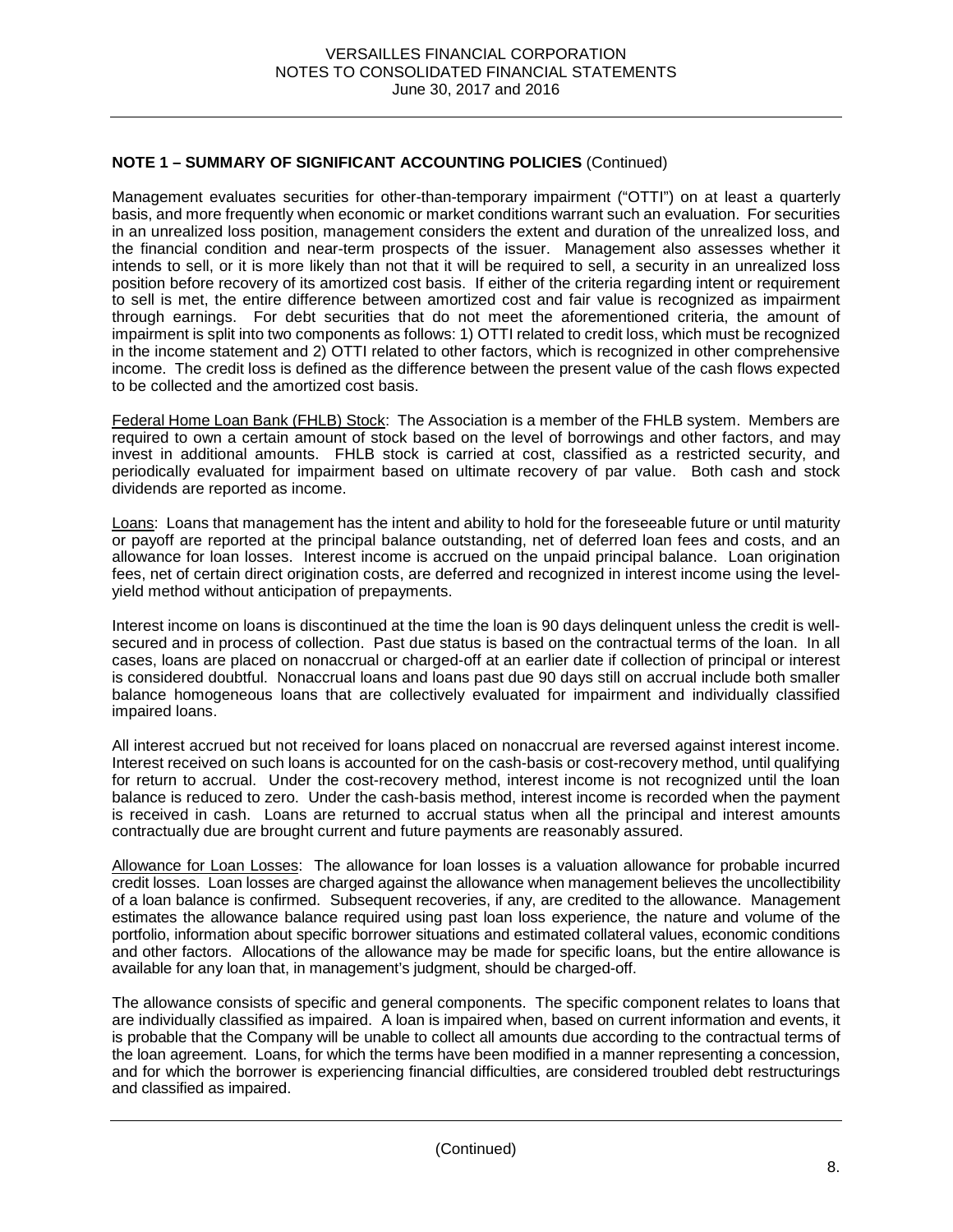**NOTE 1 – SUMMARY OF SIGNIFICANT ACCOUNTING POLICIES** (Continued)

Management evaluates securities for other-than-temporary impairment ("OTTI") on at least a quarterly basis, and more frequently when economic or market conditions warrant such an evaluation. For securities in an unrealized loss position, management considers the extent and duration of the unrealized loss, and the financial condition and near-term prospects of the issuer. Management also assesses whether it intends to sell, or it is more likely than not that it will be required to sell, a security in an unrealized loss position before recovery of its amortized cost basis. If either of the criteria regarding intent or requirement to sell is met, the entire difference between amortized cost and fair value is recognized as impairment through earnings. For debt securities that do not meet the aforementioned criteria, the amount of impairment is split into two components as follows: 1) OTTI related to credit loss, which must be recognized in the income statement and 2) OTTI related to other factors, which is recognized in other comprehensive income. The credit loss is defined as the difference between the present value of the cash flows expected to be collected and the amortized cost basis.

Federal Home Loan Bank (FHLB) Stock: The Association is a member of the FHLB system. Members are required to own a certain amount of stock based on the level of borrowings and other factors, and may invest in additional amounts. FHLB stock is carried at cost, classified as a restricted security, and periodically evaluated for impairment based on ultimate recovery of par value. Both cash and stock dividends are reported as income.

Loans: Loans that management has the intent and ability to hold for the foreseeable future or until maturity or payoff are reported at the principal balance outstanding, net of deferred loan fees and costs, and an allowance for loan losses. Interest income is accrued on the unpaid principal balance. Loan origination fees, net of certain direct origination costs, are deferred and recognized in interest income using the level-yield method without anticipation of prepayments.

Interest income on loans is discontinued at the time the loan is 90 days delinquent unless the credit is well-secured and in process of collection. Past due status is based on the contractual terms of the loan. In all cases, loans are placed on nonaccrual or charged-off at an earlier date if collection of principal or interest is considered doubtful. Nonaccrual loans and loans past due 90 days still on accrual include both smaller balance homogeneous loans that are collectively evaluated for impairment and individually classified impaired loans.

All interest accrued but not received for loans placed on nonaccrual are reversed against interest income. Interest received on such loans is accounted for on the cash-basis or cost-recovery method, until qualifying for return to accrual. Under the cost-recovery method, interest income is not recognized until the loan balance is reduced to zero. Under the cash-basis method, interest income is recorded when the payment is received in cash. Loans are returned to accrual status when all the principal and interest amounts contractually due are brought current and future payments are reasonably assured.

Allowance for Loan Losses: The allowance for loan losses is a valuation allowance for probable incurred credit losses. Loan losses are charged against the allowance when management believes the uncollectibility of a loan balance is confirmed. Subsequent recoveries, if any, are credited to the allowance. Management estimates the allowance balance required using past loan loss experience, the nature and volume of the portfolio, information about specific borrower situations and estimated collateral values, economic conditions and other factors. Allocations of the allowance may be made for specific loans, but the entire allowance is available for any loan that, in management's judgment, should be charged-off.

The allowance consists of specific and general components. The specific component relates to loans that are individually classified as impaired. A loan is impaired when, based on current information and events, it is probable that the Company will be unable to collect all amounts due according to the contractual terms of the loan agreement. Loans, for which the terms have been modified in a manner representing a concession, and for which the borrower is experiencing financial difficulties, are considered troubled debt restructurings and classified as impaired.

(Continued)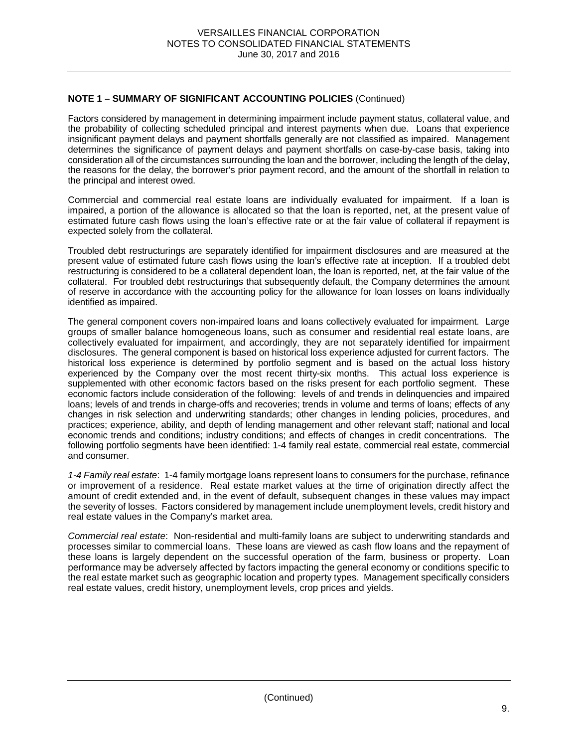**NOTE 1 – SUMMARY OF SIGNIFICANT ACCOUNTING POLICIES** (Continued)

Factors considered by management in determining impairment include payment status, collateral value, and the probability of collecting scheduled principal and interest payments when due. Loans that experience insignificant payment delays and payment shortfalls generally are not classified as impaired. Management determines the significance of payment delays and payment shortfalls on case-by-case basis, taking into consideration all of the circumstances surrounding the loan and the borrower, including the length of the delay, the reasons for the delay, the borrower's prior payment record, and the amount of the shortfall in relation to the principal and interest owed.

Commercial and commercial real estate loans are individually evaluated for impairment. If a loan is impaired, a portion of the allowance is allocated so that the loan is reported, net, at the present value of estimated future cash flows using the loan's effective rate or at the fair value of collateral if repayment is expected solely from the collateral.

Troubled debt restructurings are separately identified for impairment disclosures and are measured at the present value of estimated future cash flows using the loan's effective rate at inception. If a troubled debt restructuring is considered to be a collateral dependent loan, the loan is reported, net, at the fair value of the collateral. For troubled debt restructurings that subsequently default, the Company determines the amount of reserve in accordance with the accounting policy for the allowance for loan losses on loans individually identified as impaired.

The general component covers non-impaired loans and loans collectively evaluated for impairment. Large groups of smaller balance homogeneous loans, such as consumer and residential real estate loans, are collectively evaluated for impairment, and accordingly, they are not separately identified for impairment disclosures. The general component is based on historical loss experience adjusted for current factors. The historical loss experience is determined by portfolio segment and is based on the actual loss history experienced by the Company over the most recent thirty-six months. This actual loss experience is supplemented with other economic factors based on the risks present for each portfolio segment. These economic factors include consideration of the following: levels of and trends in delinquencies and impaired loans; levels of and trends in charge-offs and recoveries; trends in volume and terms of loans; effects of any changes in risk selection and underwriting standards; other changes in lending policies, procedures, and practices; experience, ability, and depth of lending management and other relevant staff; national and local economic trends and conditions; industry conditions; and effects of changes in credit concentrations. The following portfolio segments have been identified: 1-4 family real estate, commercial real estate, commercial and consumer.

*1-4 Family real estate*: 1-4 family mortgage loans represent loans to consumers for the purchase, refinance or improvement of a residence. Real estate market values at the time of origination directly affect the amount of credit extended and, in the event of default, subsequent changes in these values may impact the severity of losses. Factors considered by management include unemployment levels, credit history and real estate values in the Company's market area.

*Commercial real estate*: Non-residential and multi-family loans are subject to underwriting standards and processes similar to commercial loans. These loans are viewed as cash flow loans and the repayment of these loans is largely dependent on the successful operation of the farm, business or property. Loan performance may be adversely affected by factors impacting the general economy or conditions specific to the real estate market such as geographic location and property types. Management specifically considers real estate values, credit history, unemployment levels, crop prices and yields.

(Continued)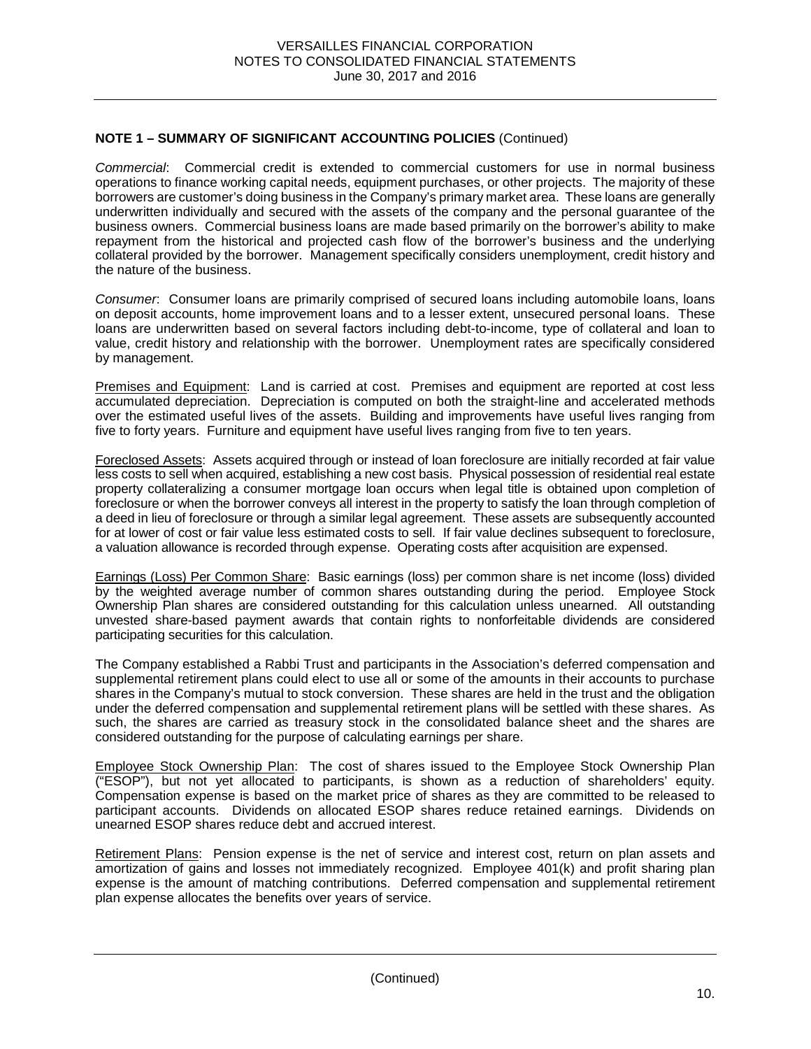**NOTE 1 – SUMMARY OF SIGNIFICANT ACCOUNTING POLICIES** (Continued)

*Commercial*: Commercial credit is extended to commercial customers for use in normal business operations to finance working capital needs, equipment purchases, or other projects. The majority of these borrowers are customer's doing business in the Company's primary market area. These loans are generally underwritten individually and secured with the assets of the company and the personal guarantee of the business owners. Commercial business loans are made based primarily on the borrower's ability to make repayment from the historical and projected cash flow of the borrower's business and the underlying collateral provided by the borrower. Management specifically considers unemployment, credit history and the nature of the business.

*Consumer*: Consumer loans are primarily comprised of secured loans including automobile loans, loans on deposit accounts, home improvement loans and to a lesser extent, unsecured personal loans. These loans are underwritten based on several factors including debt-to-income, type of collateral and loan to value, credit history and relationship with the borrower. Unemployment rates are specifically considered by management.

Premises and Equipment: Land is carried at cost. Premises and equipment are reported at cost less accumulated depreciation. Depreciation is computed on both the straight-line and accelerated methods over the estimated useful lives of the assets. Building and improvements have useful lives ranging from five to forty years. Furniture and equipment have useful lives ranging from five to ten years.

Foreclosed Assets: Assets acquired through or instead of loan foreclosure are initially recorded at fair value less costs to sell when acquired, establishing a new cost basis. Physical possession of residential real estate property collateralizing a consumer mortgage loan occurs when legal title is obtained upon completion of foreclosure or when the borrower conveys all interest in the property to satisfy the loan through completion of a deed in lieu of foreclosure or through a similar legal agreement. These assets are subsequently accounted for at lower of cost or fair value less estimated costs to sell. If fair value declines subsequent to foreclosure, a valuation allowance is recorded through expense. Operating costs after acquisition are expensed.

Earnings (Loss) Per Common Share: Basic earnings (loss) per common share is net income (loss) divided by the weighted average number of common shares outstanding during the period. Employee Stock Ownership Plan shares are considered outstanding for this calculation unless unearned. All outstanding unvested share-based payment awards that contain rights to nonforfeitable dividends are considered participating securities for this calculation.

The Company established a Rabbi Trust and participants in the Association's deferred compensation and supplemental retirement plans could elect to use all or some of the amounts in their accounts to purchase shares in the Company's mutual to stock conversion. These shares are held in the trust and the obligation under the deferred compensation and supplemental retirement plans will be settled with these shares. As such, the shares are carried as treasury stock in the consolidated balance sheet and the shares are considered outstanding for the purpose of calculating earnings per share.

Employee Stock Ownership Plan: The cost of shares issued to the Employee Stock Ownership Plan ("ESOP"), but not yet allocated to participants, is shown as a reduction of shareholders' equity. Compensation expense is based on the market price of shares as they are committed to be released to participant accounts. Dividends on allocated ESOP shares reduce retained earnings. Dividends on unearned ESOP shares reduce debt and accrued interest.

Retirement Plans: Pension expense is the net of service and interest cost, return on plan assets and amortization of gains and losses not immediately recognized. Employee 401(k) and profit sharing plan expense is the amount of matching contributions. Deferred compensation and supplemental retirement plan expense allocates the benefits over years of service.

(Continued)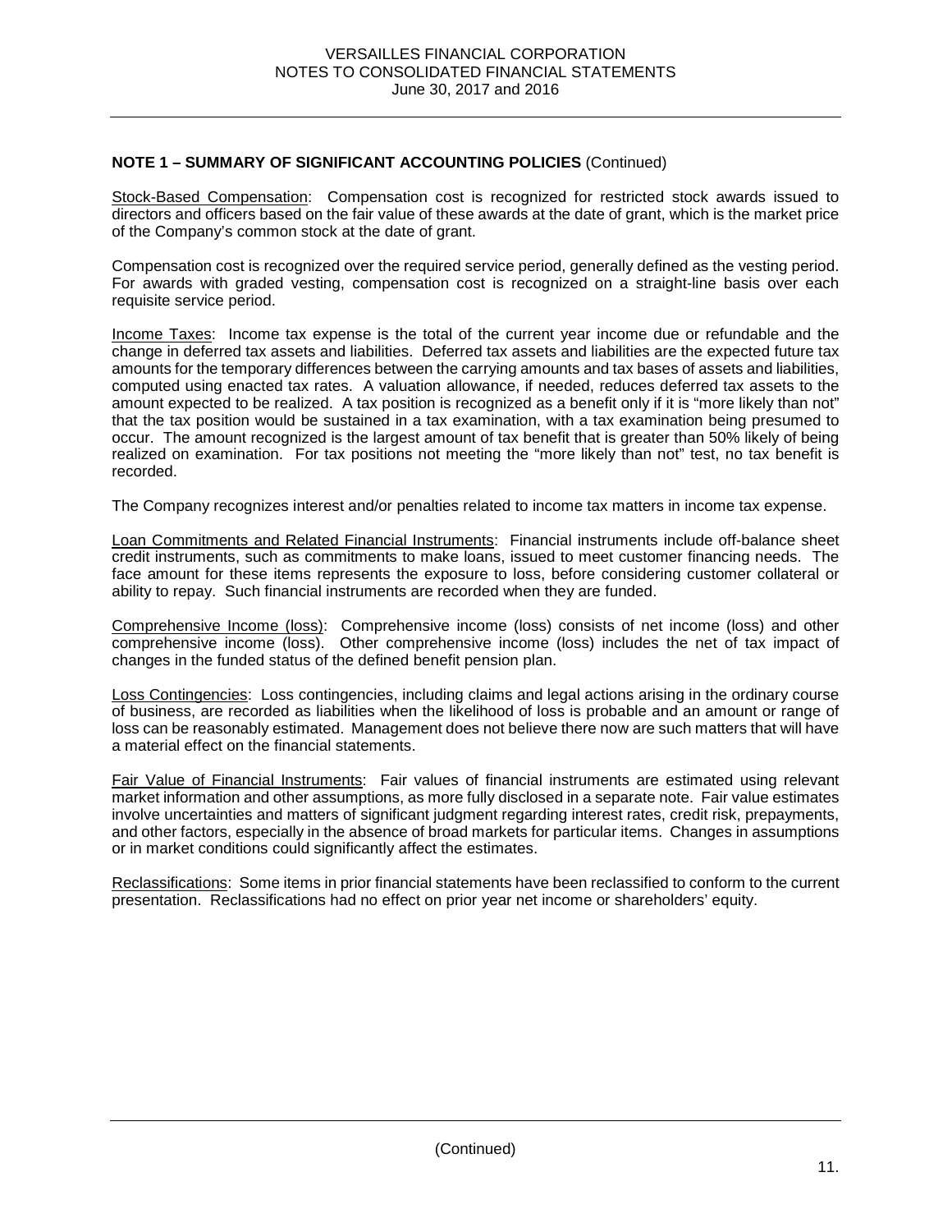**NOTE 1 – SUMMARY OF SIGNIFICANT ACCOUNTING POLICIES** (Continued)

Stock-Based Compensation: Compensation cost is recognized for restricted stock awards issued to directors and officers based on the fair value of these awards at the date of grant, which is the market price of the Company's common stock at the date of grant.

Compensation cost is recognized over the required service period, generally defined as the vesting period. For awards with graded vesting, compensation cost is recognized on a straight-line basis over each requisite service period.

Income Taxes: Income tax expense is the total of the current year income due or refundable and the change in deferred tax assets and liabilities. Deferred tax assets and liabilities are the expected future tax amounts for the temporary differences between the carrying amounts and tax bases of assets and liabilities, computed using enacted tax rates. A valuation allowance, if needed, reduces deferred tax assets to the amount expected to be realized. A tax position is recognized as a benefit only if it is "more likely than not" that the tax position would be sustained in a tax examination, with a tax examination being presumed to occur. The amount recognized is the largest amount of tax benefit that is greater than 50% likely of being realized on examination. For tax positions not meeting the "more likely than not" test, no tax benefit is recorded.

The Company recognizes interest and/or penalties related to income tax matters in income tax expense.

Loan Commitments and Related Financial Instruments: Financial instruments include off-balance sheet credit instruments, such as commitments to make loans, issued to meet customer financing needs. The face amount for these items represents the exposure to loss, before considering customer collateral or ability to repay. Such financial instruments are recorded when they are funded.

Comprehensive Income (loss): Comprehensive income (loss) consists of net income (loss) and other comprehensive income (loss). Other comprehensive income (loss) includes the net of tax impact of changes in the funded status of the defined benefit pension plan.

Loss Contingencies: Loss contingencies, including claims and legal actions arising in the ordinary course of business, are recorded as liabilities when the likelihood of loss is probable and an amount or range of loss can be reasonably estimated. Management does not believe there now are such matters that will have a material effect on the financial statements.

Fair Value of Financial Instruments: Fair values of financial instruments are estimated using relevant market information and other assumptions, as more fully disclosed in a separate note. Fair value estimates involve uncertainties and matters of significant judgment regarding interest rates, credit risk, prepayments, and other factors, especially in the absence of broad markets for particular items. Changes in assumptions or in market conditions could significantly affect the estimates.

Reclassifications: Some items in prior financial statements have been reclassified to conform to the current presentation. Reclassifications had no effect on prior year net income or shareholders' equity.

(Continued)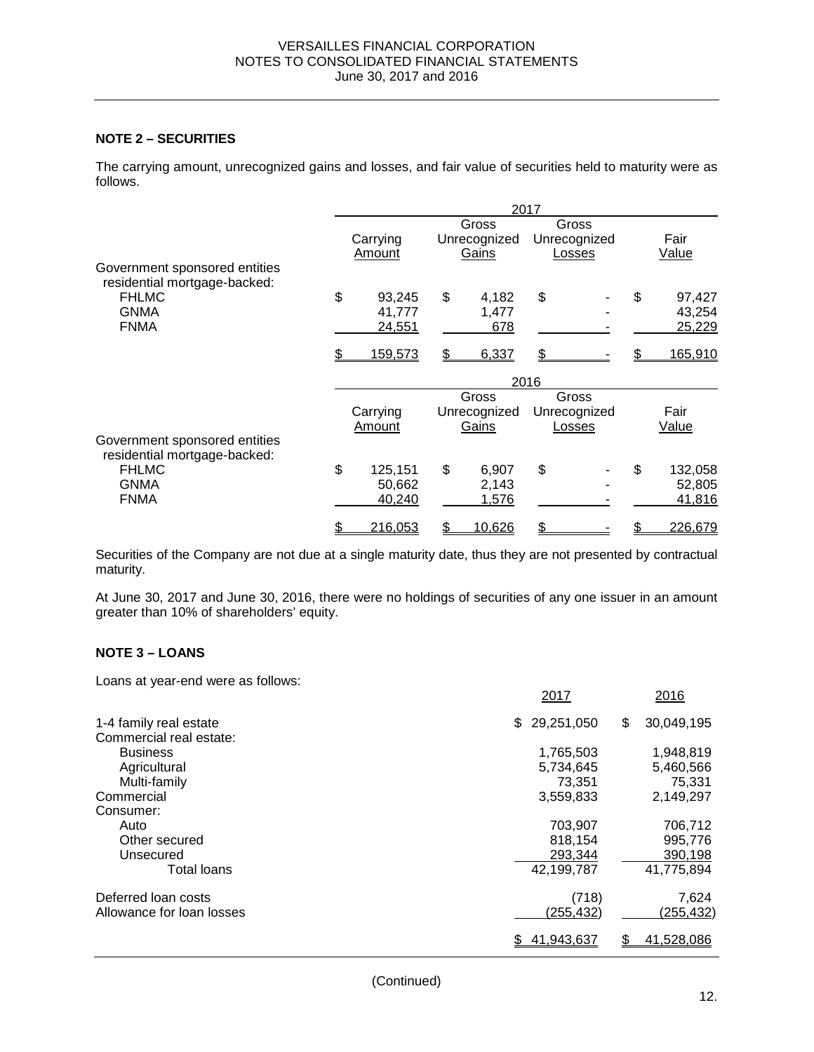VERSAILLES FINANCIAL CORPORATION
NOTES TO CONSOLIDATED FINANCIAL STATEMENTS
June 30, 2017 and 2016

## NOTE 2 – SECURITIES

The carrying amount, unrecognized gains and losses, and fair value of securities held to maturity were as follows.

| | 2017 | | | |
|---|---|---|---|---|
| | Carrying Amount | Gross Unrecognized Gains | Gross Unrecognized Losses | Fair Value |
| Government sponsored entities residential mortgage-backed: | | | | |
| FHLMC | $ 93,245 | $ 4,182 | $ - | $ 97,427 |
| GNMA | 41,777 | 1,477 | - | 43,254 |
| FNMA | 24,551 | 678 | - | 25,229 |
| | $ 159,573 | $ 6,337 | $ - | $ 165,910 |

| | 2016 | | | |
|---|---|---|---|---|
| | Carrying Amount | Gross Unrecognized Gains | Gross Unrecognized Losses | Fair Value |
| Government sponsored entities residential mortgage-backed: | | | | |
| FHLMC | $ 125,151 | $ 6,907 | $ - | $ 132,058 |
| GNMA | 50,662 | 2,143 | - | 52,805 |
| FNMA | 40,240 | 1,576 | - | 41,816 |
| | $ 216,053 | $ 10,626 | $ - | $ 226,679 |

Securities of the Company are not due at a single maturity date, thus they are not presented by contractual maturity.

At June 30, 2017 and June 30, 2016, there were no holdings of securities of any one issuer in an amount greater than 10% of shareholders' equity.

## NOTE 3 – LOANS

Loans at year-end were as follows:

| | 2017 | 2016 |
|---|---|---|
| 1-4 family real estate | $ 29,251,050 | $ 30,049,195 |
| Commercial real estate: | | |
| Business | 1,765,503 | 1,948,819 |
| Agricultural | 5,734,645 | 5,460,566 |
| Multi-family | 73,351 | 75,331 |
| Commercial | 3,559,833 | 2,149,297 |
| Consumer: | | |
| Auto | 703,907 | 706,712 |
| Other secured | 818,154 | 995,776 |
| Unsecured | 293,344 | 390,198 |
| Total loans | 42,199,787 | 41,775,894 |
| Deferred loan costs | (718) | 7,624 |
| Allowance for loan losses | (255,432) | (255,432) |
| | $ 41,943,637 | $ 41,528,086 |

(Continued)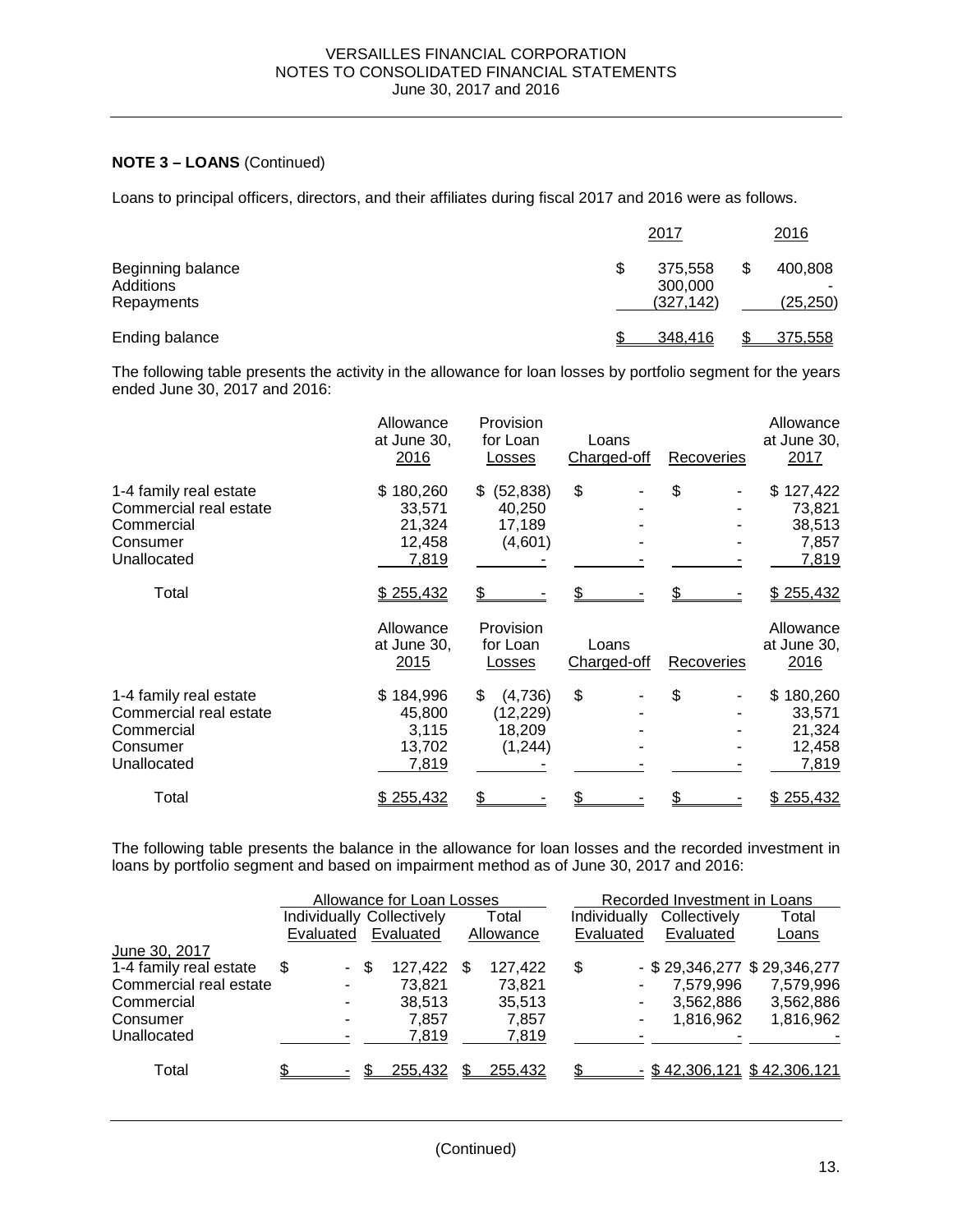## NOTE 3 – LOANS (Continued)

Loans to principal officers, directors, and their affiliates during fiscal 2017 and 2016 were as follows.

| | 2017 | 2016 |
|---|---|---|
| Beginning balance | $ 375,558 | $ 400,808 |
| Additions | 300,000 | - |
| Repayments | (327,142) | (25,250) |
| Ending balance | $ 348,416 | $ 375,558 |

The following table presents the activity in the allowance for loan losses by portfolio segment for the years ended June 30, 2017 and 2016:

| | Allowance at June 30, 2016 | Provision for Loan Losses | Loans Charged-off | Recoveries | Allowance at June 30, 2017 |
|---|---|---|---|---|---|
| 1-4 family real estate | $ 180,260 | $ (52,838) | $ - | $ - | $ 127,422 |
| Commercial real estate | 33,571 | 40,250 | - | - | 73,821 |
| Commercial | 21,324 | 17,189 | - | - | 38,513 |
| Consumer | 12,458 | (4,601) | - | - | 7,857 |
| Unallocated | 7,819 | - | - | - | 7,819 |
| Total | $ 255,432 | $ - | $ - | $ - | $ 255,432 |

| | Allowance at June 30, 2015 | Provision for Loan Losses | Loans Charged-off | Recoveries | Allowance at June 30, 2016 |
|---|---|---|---|---|---|
| 1-4 family real estate | $ 184,996 | $ (4,736) | $ - | $ - | $ 180,260 |
| Commercial real estate | 45,800 | (12,229) | - | - | 33,571 |
| Commercial | 3,115 | 18,209 | - | - | 21,324 |
| Consumer | 13,702 | (1,244) | - | - | 12,458 |
| Unallocated | 7,819 | - | - | - | 7,819 |
| Total | $ 255,432 | $ - | $ - | $ - | $ 255,432 |

The following table presents the balance in the allowance for loan losses and the recorded investment in loans by portfolio segment and based on impairment method as of June 30, 2017 and 2016:

| | Allowance for Loan Losses | | | Recorded Investment in Loans | | |
|---|---|---|---|---|---|---|
| | Individually Evaluated | Collectively Evaluated | Total Allowance | Individually Evaluated | Collectively Evaluated | Total Loans |
| June 30, 2017 | | | | | | |
| 1-4 family real estate | $ - | $ 127,422 | $ 127,422 | $ - | $ 29,346,277 | $ 29,346,277 |
| Commercial real estate | - | 73,821 | 73,821 | - | 7,579,996 | 7,579,996 |
| Commercial | - | 38,513 | 35,513 | - | 3,562,886 | 3,562,886 |
| Consumer | - | 7,857 | 7,857 | - | 1,816,962 | 1,816,962 |
| Unallocated | - | 7,819 | 7,819 | - | - | - |
| Total | $ - | $ 255,432 | $ 255,432 | $ - | $ 42,306,121 | $ 42,306,121 |

(Continued)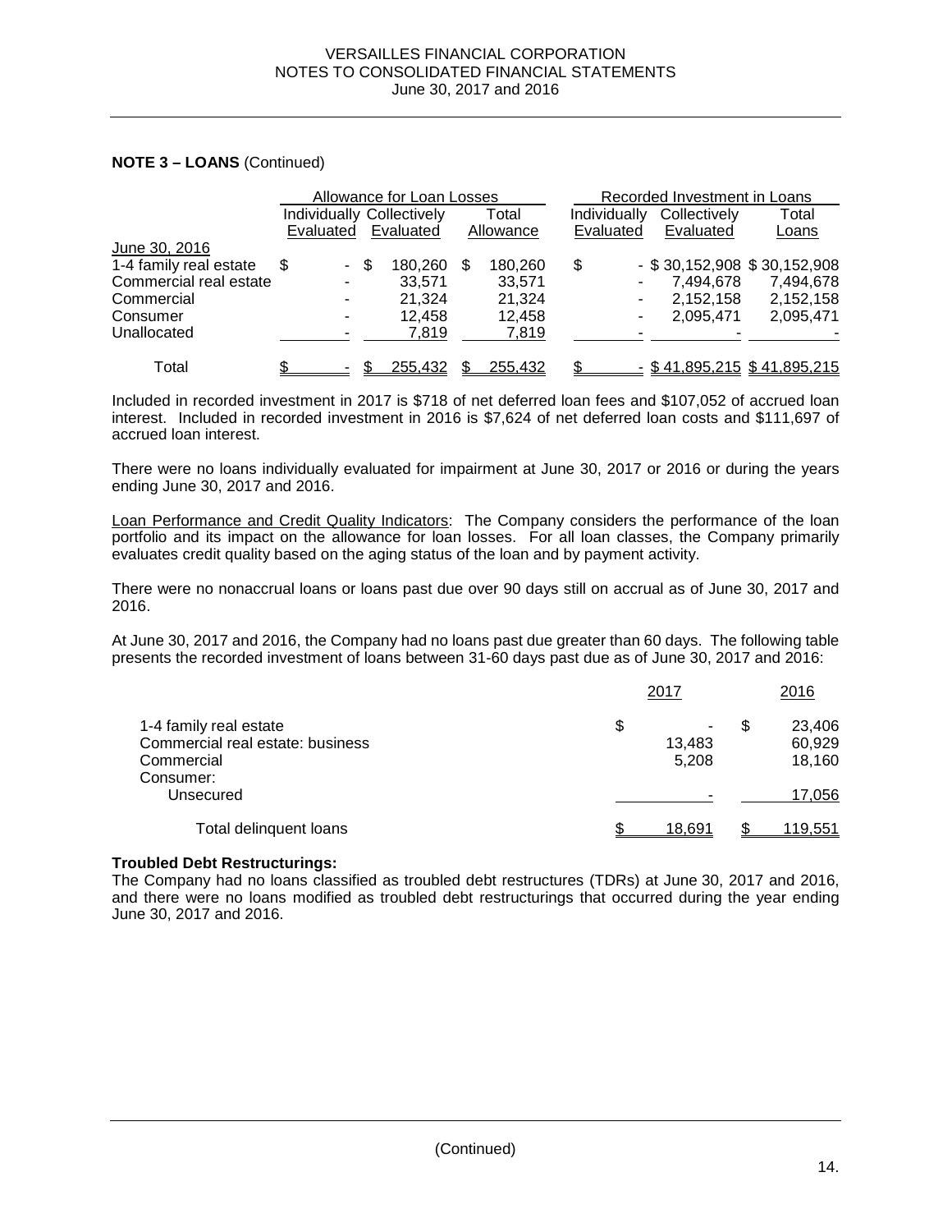## NOTE 3 – LOANS (Continued)

| | Allowance for Loan Losses | | | Recorded Investment in Loans | | |
|---|---|---|---|---|---|---|
| | Individually Evaluated | Collectively Evaluated | Total Allowance | Individually Evaluated | Collectively Evaluated | Total Loans |
| June 30, 2016 | | | | | | |
| 1-4 family real estate | $ - | $ 180,260 | $ 180,260 | $ - | $ 30,152,908 | $ 30,152,908 |
| Commercial real estate | - | 33,571 | 33,571 | - | 7,494,678 | 7,494,678 |
| Commercial | - | 21,324 | 21,324 | - | 2,152,158 | 2,152,158 |
| Consumer | - | 12,458 | 12,458 | - | 2,095,471 | 2,095,471 |
| Unallocated | - | 7,819 | 7,819 | - | - | - |
| Total | $ - | $ 255,432 | $ 255,432 | $ - | $ 41,895,215 | $ 41,895,215 |

Included in recorded investment in 2017 is $718 of net deferred loan fees and $107,052 of accrued loan interest. Included in recorded investment in 2016 is $7,624 of net deferred loan costs and $111,697 of accrued loan interest.

There were no loans individually evaluated for impairment at June 30, 2017 or 2016 or during the years ending June 30, 2017 and 2016.

Loan Performance and Credit Quality Indicators: The Company considers the performance of the loan portfolio and its impact on the allowance for loan losses. For all loan classes, the Company primarily evaluates credit quality based on the aging status of the loan and by payment activity.

There were no nonaccrual loans or loans past due over 90 days still on accrual as of June 30, 2017 and 2016.

At June 30, 2017 and 2016, the Company had no loans past due greater than 60 days. The following table presents the recorded investment of loans between 31-60 days past due as of June 30, 2017 and 2016:

| | 2017 | 2016 |
|---|---|---|
| 1-4 family real estate | $ - | $ 23,406 |
| Commercial real estate: business | 13,483 | 60,929 |
| Commercial | 5,208 | 18,160 |
| Consumer: | | |
| Unsecured | - | 17,056 |
| Total delinquent loans | $ 18,691 | $ 119,551 |

**Troubled Debt Restructurings:**

The Company had no loans classified as troubled debt restructures (TDRs) at June 30, 2017 and 2016, and there were no loans modified as troubled debt restructurings that occurred during the year ending June 30, 2017 and 2016.

(Continued)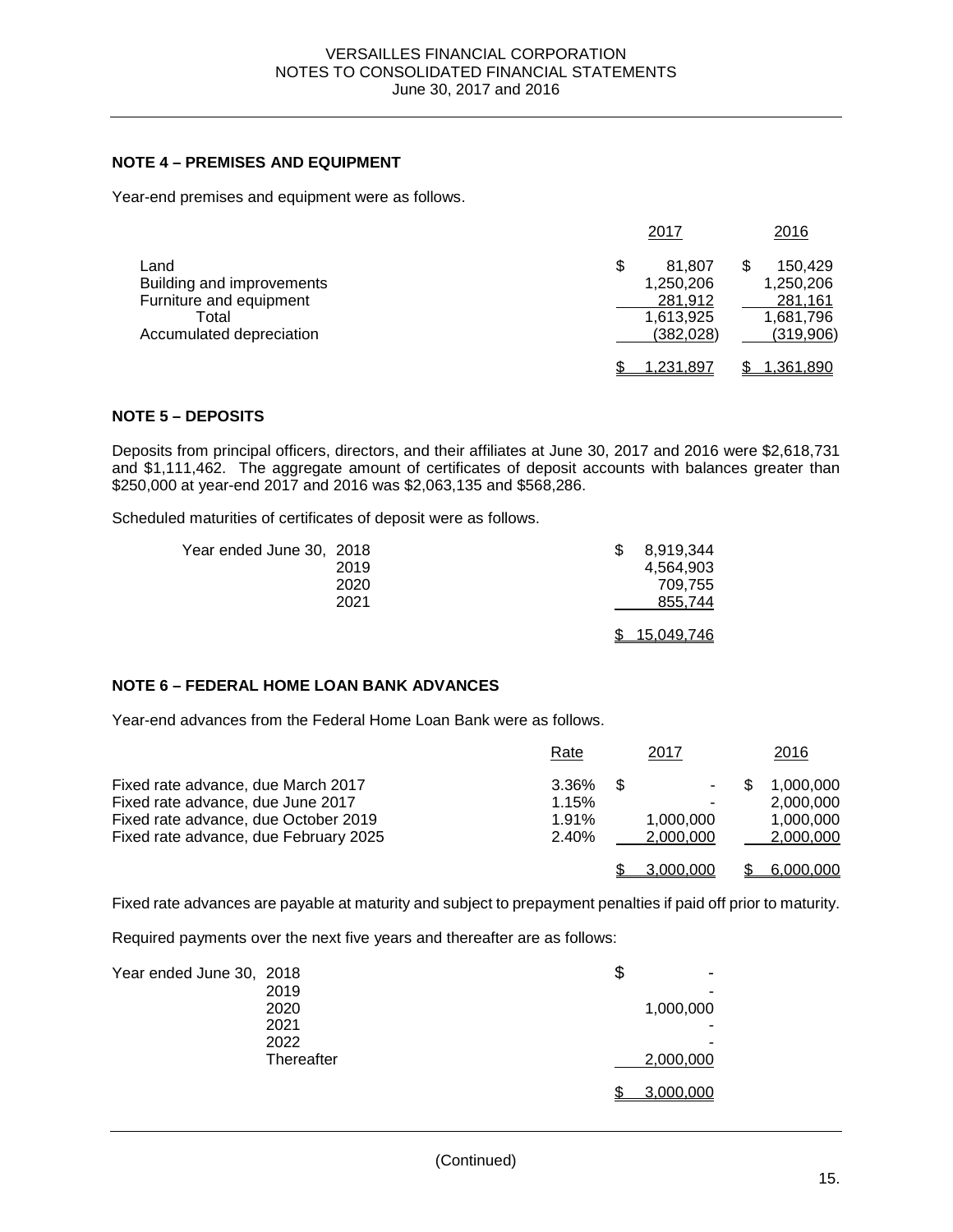## NOTE 4 – PREMISES AND EQUIPMENT

Year-end premises and equipment were as follows.

| | 2017 | 2016 |
|---|---|---|
| Land | $ 81,807 | $ 150,429 |
| Building and improvements | 1,250,206 | 1,250,206 |
| Furniture and equipment | 281,912 | 281,161 |
| Total | 1,613,925 | 1,681,796 |
| Accumulated depreciation | (382,028) | (319,906) |
| | $ 1,231,897 | $ 1,361,890 |

## NOTE 5 – DEPOSITS

Deposits from principal officers, directors, and their affiliates at June 30, 2017 and 2016 were $2,618,731 and $1,111,462. The aggregate amount of certificates of deposit accounts with balances greater than $250,000 at year-end 2017 and 2016 was $2,063,135 and $568,286.

Scheduled maturities of certificates of deposit were as follows.

| | |
|---|---|
| Year ended June 30, 2018 | $ 8,919,344 |
| 2019 | 4,564,903 |
| 2020 | 709,755 |
| 2021 | 855,744 |
| | $ 15,049,746 |

## NOTE 6 – FEDERAL HOME LOAN BANK ADVANCES

Year-end advances from the Federal Home Loan Bank were as follows.

| | Rate | 2017 | 2016 |
|---|---|---|---|
| Fixed rate advance, due March 2017 | 3.36% | $ - | $ 1,000,000 |
| Fixed rate advance, due June 2017 | 1.15% | - | 2,000,000 |
| Fixed rate advance, due October 2019 | 1.91% | 1,000,000 | 1,000,000 |
| Fixed rate advance, due February 2025 | 2.40% | 2,000,000 | 2,000,000 |
| | | $ 3,000,000 | $ 6,000,000 |

Fixed rate advances are payable at maturity and subject to prepayment penalties if paid off prior to maturity.

Required payments over the next five years and thereafter are as follows:

| | |
|---|---|
| Year ended June 30, 2018 | $ - |
| 2019 | - |
| 2020 | 1,000,000 |
| 2021 | - |
| 2022 | - |
| Thereafter | 2,000,000 |
| | $ 3,000,000 |

(Continued)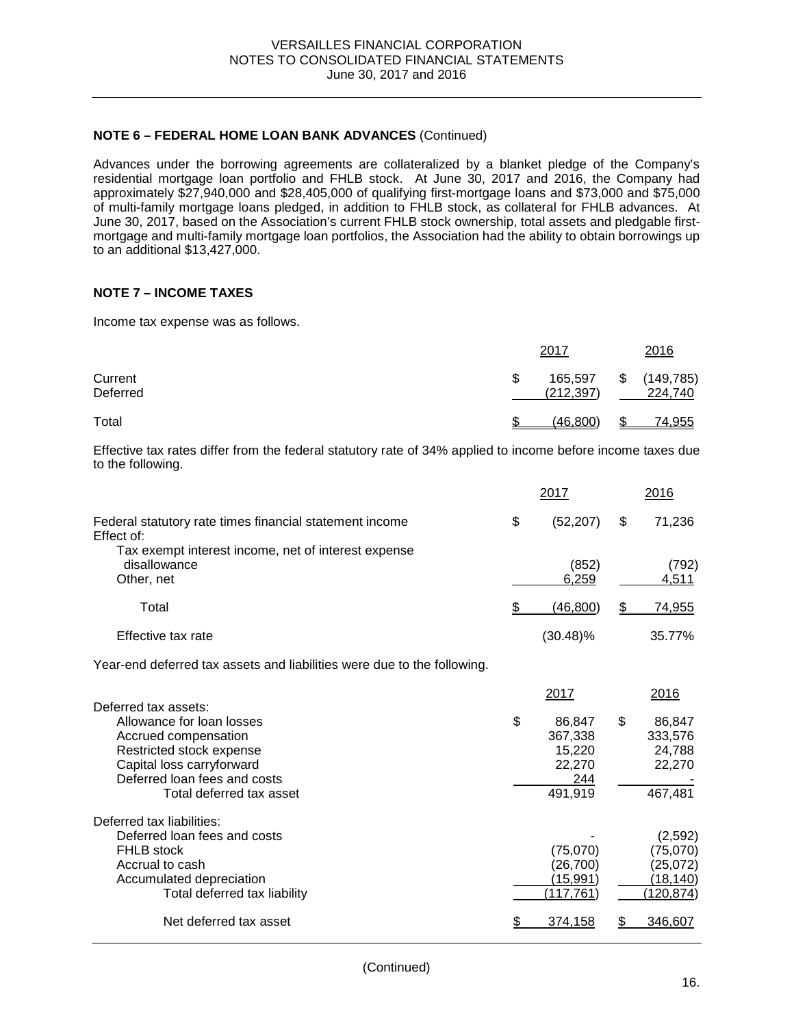## NOTE 6 – FEDERAL HOME LOAN BANK ADVANCES (Continued)

Advances under the borrowing agreements are collateralized by a blanket pledge of the Company's residential mortgage loan portfolio and FHLB stock. At June 30, 2017 and 2016, the Company had approximately $27,940,000 and $28,405,000 of qualifying first-mortgage loans and $73,000 and $75,000 of multi-family mortgage loans pledged, in addition to FHLB stock, as collateral for FHLB advances. At June 30, 2017, based on the Association's current FHLB stock ownership, total assets and pledgable first-mortgage and multi-family mortgage loan portfolios, the Association had the ability to obtain borrowings up to an additional $13,427,000.

## NOTE 7 – INCOME TAXES

Income tax expense was as follows.

| | 2017 | 2016 |
|---|---|---|
| Current | $ 165,597 | $ (149,785) |
| Deferred | (212,397) | 224,740 |
| Total | $ (46,800) | $ 74,955 |

Effective tax rates differ from the federal statutory rate of 34% applied to income before income taxes due to the following.

| | 2017 | 2016 |
|---|---|---|
| Federal statutory rate times financial statement income | $ (52,207) | $ 71,236 |
| Effect of: | | |
| Tax exempt interest income, net of interest expense disallowance | (852) | (792) |
| Other, net | 6,259 | 4,511 |
| Total | $ (46,800) | $ 74,955 |
| Effective tax rate | (30.48)% | 35.77% |

Year-end deferred tax assets and liabilities were due to the following.

| | 2017 | 2016 |
|---|---|---|
| Deferred tax assets: | | |
| Allowance for loan losses | $ 86,847 | $ 86,847 |
| Accrued compensation | 367,338 | 333,576 |
| Restricted stock expense | 15,220 | 24,788 |
| Capital loss carryforward | 22,270 | 22,270 |
| Deferred loan fees and costs | 244 | - |
| Total deferred tax asset | 491,919 | 467,481 |
| Deferred tax liabilities: | | |
| Deferred loan fees and costs | - | (2,592) |
| FHLB stock | (75,070) | (75,070) |
| Accrual to cash | (26,700) | (25,072) |
| Accumulated depreciation | (15,991) | (18,140) |
| Total deferred tax liability | (117,761) | (120,874) |
| Net deferred tax asset | $ 374,158 | $ 346,607 |

(Continued)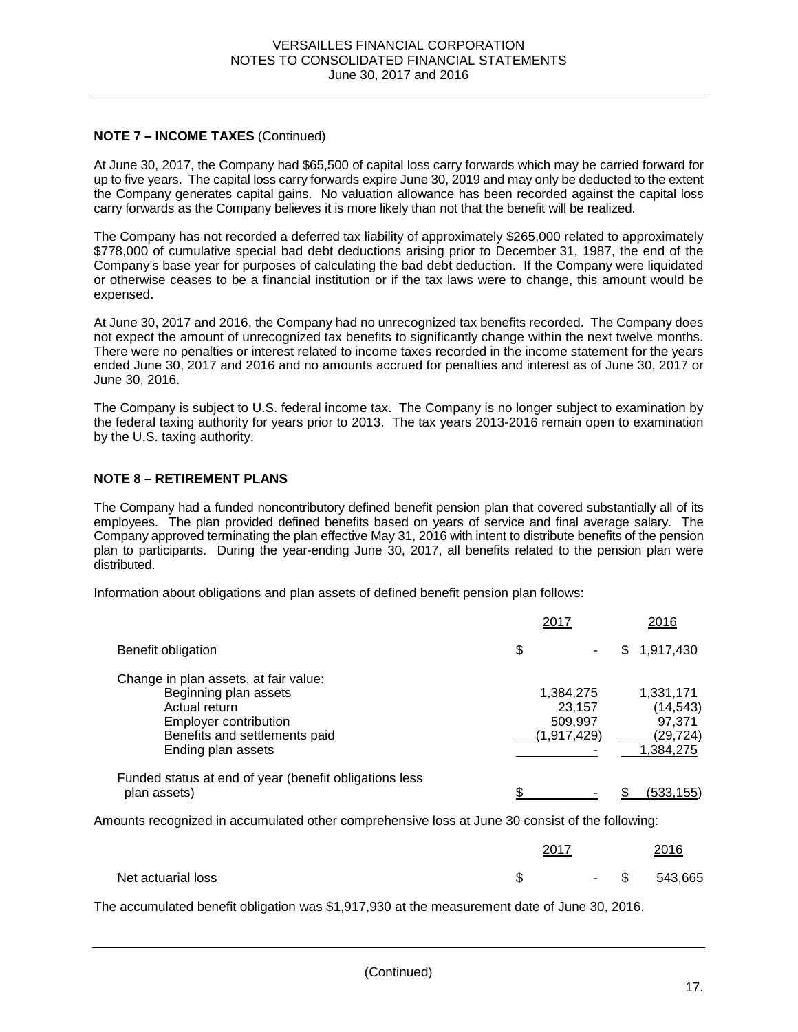**NOTE 7 – INCOME TAXES** (Continued)

At June 30, 2017, the Company had $65,500 of capital loss carry forwards which may be carried forward for up to five years. The capital loss carry forwards expire June 30, 2019 and may only be deducted to the extent the Company generates capital gains. No valuation allowance has been recorded against the capital loss carry forwards as the Company believes it is more likely than not that the benefit will be realized.

The Company has not recorded a deferred tax liability of approximately $265,000 related to approximately $778,000 of cumulative special bad debt deductions arising prior to December 31, 1987, the end of the Company's base year for purposes of calculating the bad debt deduction. If the Company were liquidated or otherwise ceases to be a financial institution or if the tax laws were to change, this amount would be expensed.

At June 30, 2017 and 2016, the Company had no unrecognized tax benefits recorded. The Company does not expect the amount of unrecognized tax benefits to significantly change within the next twelve months. There were no penalties or interest related to income taxes recorded in the income statement for the years ended June 30, 2017 and 2016 and no amounts accrued for penalties and interest as of June 30, 2017 or June 30, 2016.

The Company is subject to U.S. federal income tax. The Company is no longer subject to examination by the federal taxing authority for years prior to 2013. The tax years 2013-2016 remain open to examination by the U.S. taxing authority.

**NOTE 8 – RETIREMENT PLANS**

The Company had a funded noncontributory defined benefit pension plan that covered substantially all of its employees. The plan provided defined benefits based on years of service and final average salary. The Company approved terminating the plan effective May 31, 2016 with intent to distribute benefits of the pension plan to participants. During the year-ending June 30, 2017, all benefits related to the pension plan were distributed.

Information about obligations and plan assets of defined benefit pension plan follows:

| | 2017 | 2016 |
|---|---|---|
| Benefit obligation | $ - | $ 1,917,430 |
| Change in plan assets, at fair value: | | |
| Beginning plan assets | 1,384,275 | 1,331,171 |
| Actual return | 23,157 | (14,543) |
| Employer contribution | 509,997 | 97,371 |
| Benefits and settlements paid | (1,917,429) | (29,724) |
| Ending plan assets | - | 1,384,275 |
| Funded status at end of year (benefit obligations less plan assets) | $ - | $ (533,155) |

Amounts recognized in accumulated other comprehensive loss at June 30 consist of the following:

| | 2017 | 2016 |
|---|---|---|
| Net actuarial loss | $ - | $ 543,665 |

The accumulated benefit obligation was $1,917,930 at the measurement date of June 30, 2016.

(Continued)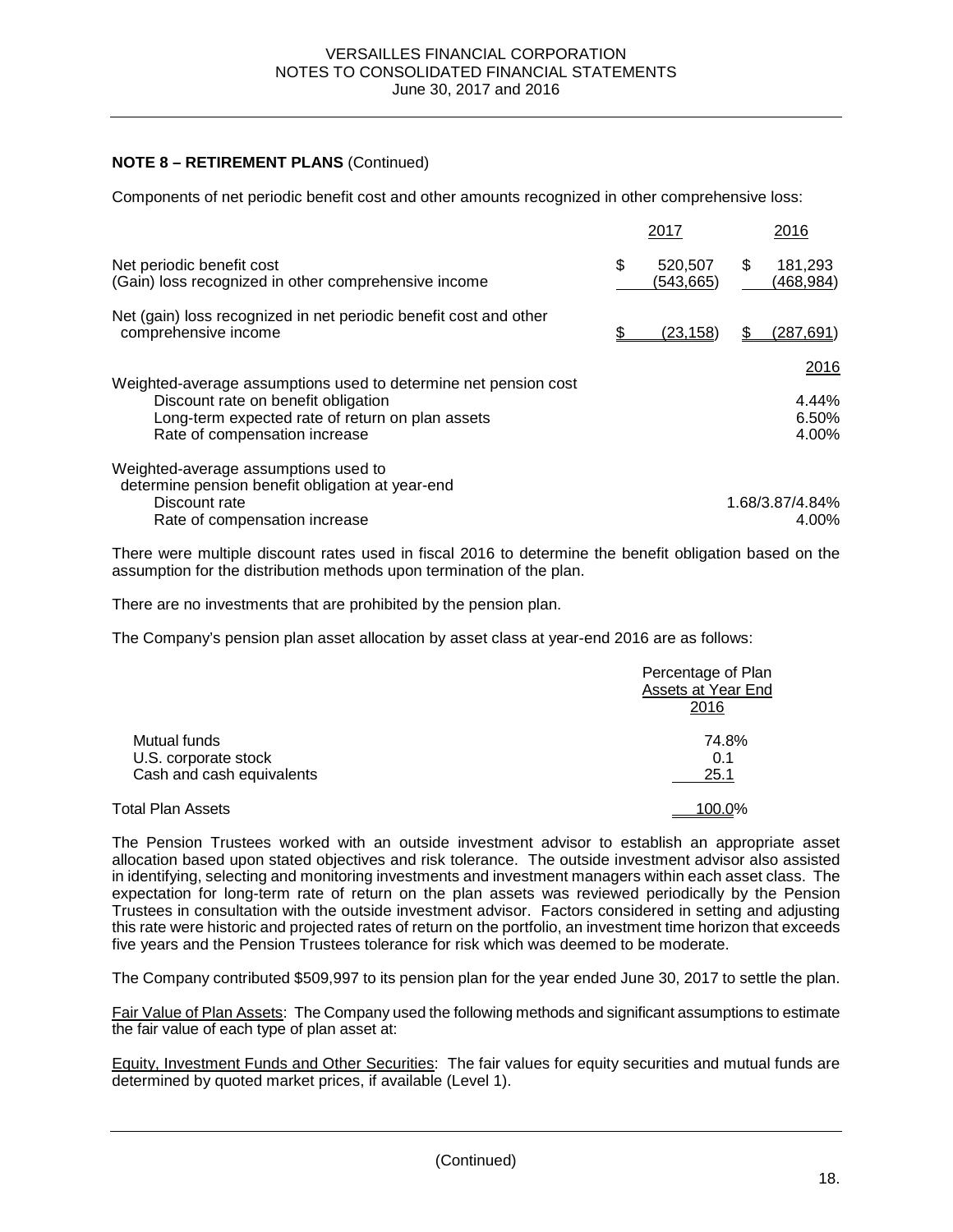**NOTE 8 – RETIREMENT PLANS** (Continued)

Components of net periodic benefit cost and other amounts recognized in other comprehensive loss:

| | 2017 | 2016 |
|---|---|---|
| Net periodic benefit cost | $ 520,507 | $ 181,293 |
| (Gain) loss recognized in other comprehensive income | (543,665) | (468,984) |
| Net (gain) loss recognized in net periodic benefit cost and other comprehensive income | $ (23,158) | $ (287,691) |

| | 2016 |
|---|---|
| Weighted-average assumptions used to determine net pension cost | |
| Discount rate on benefit obligation | 4.44% |
| Long-term expected rate of return on plan assets | 6.50% |
| Rate of compensation increase | 4.00% |
| Weighted-average assumptions used to determine pension benefit obligation at year-end | |
| Discount rate | 1.68/3.87/4.84% |
| Rate of compensation increase | 4.00% |

There were multiple discount rates used in fiscal 2016 to determine the benefit obligation based on the assumption for the distribution methods upon termination of the plan.

There are no investments that are prohibited by the pension plan.

The Company's pension plan asset allocation by asset class at year-end 2016 are as follows:

| | Percentage of Plan Assets at Year End 2016 |
|---|---|
| Mutual funds | 74.8% |
| U.S. corporate stock | 0.1 |
| Cash and cash equivalents | 25.1 |
| Total Plan Assets | 100.0% |

The Pension Trustees worked with an outside investment advisor to establish an appropriate asset allocation based upon stated objectives and risk tolerance. The outside investment advisor also assisted in identifying, selecting and monitoring investments and investment managers within each asset class. The expectation for long-term rate of return on the plan assets was reviewed periodically by the Pension Trustees in consultation with the outside investment advisor. Factors considered in setting and adjusting this rate were historic and projected rates of return on the portfolio, an investment time horizon that exceeds five years and the Pension Trustees tolerance for risk which was deemed to be moderate.

The Company contributed $509,997 to its pension plan for the year ended June 30, 2017 to settle the plan.

Fair Value of Plan Assets: The Company used the following methods and significant assumptions to estimate the fair value of each type of plan asset at:

Equity, Investment Funds and Other Securities: The fair values for equity securities and mutual funds are determined by quoted market prices, if available (Level 1).

(Continued)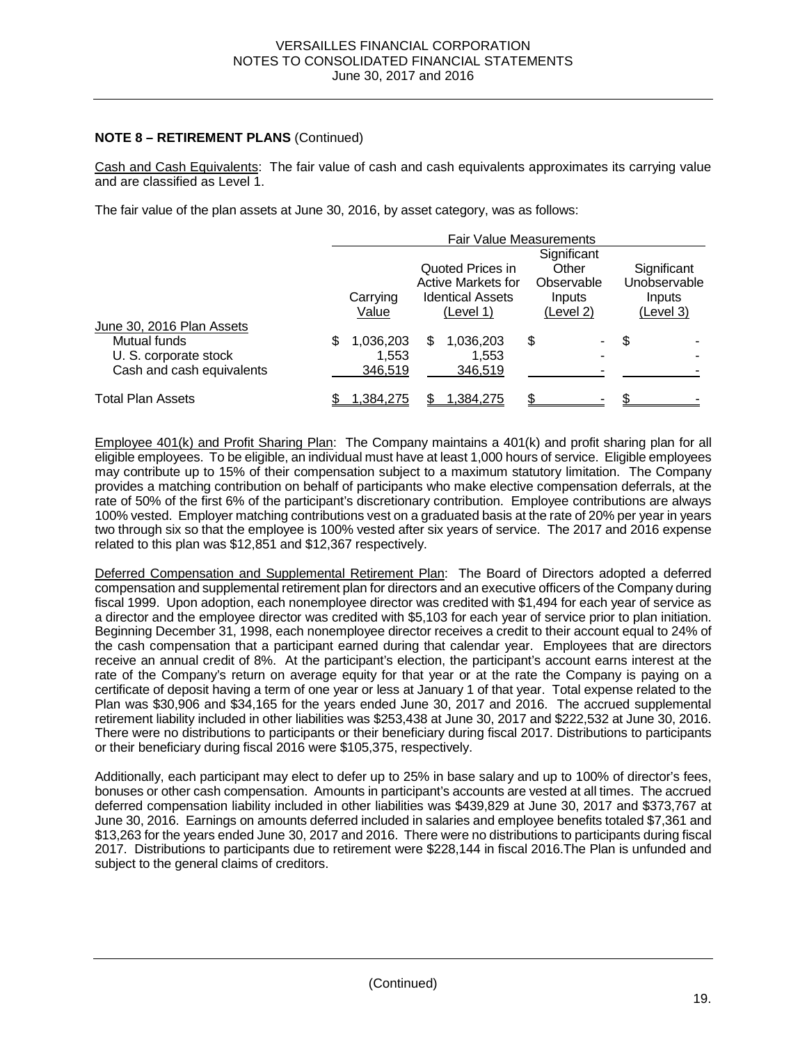**NOTE 8 – RETIREMENT PLANS** (Continued)

Cash and Cash Equivalents: The fair value of cash and cash equivalents approximates its carrying value and are classified as Level 1.

The fair value of the plan assets at June 30, 2016, by asset category, was as follows:

| | Fair Value Measurements | | | |
|---|---|---|---|---|
| | Carrying Value | Quoted Prices in Active Markets for Identical Assets (Level 1) | Significant Other Observable Inputs (Level 2) | Significant Unobservable Inputs (Level 3) |
| June 30, 2016 Plan Assets | | | | |
| Mutual funds | $ 1,036,203 | $ 1,036,203 | $ - | $ - |
| U. S. corporate stock | 1,553 | 1,553 | - | - |
| Cash and cash equivalents | 346,519 | 346,519 | - | - |
| Total Plan Assets | $ 1,384,275 | $ 1,384,275 | $ - | $ - |

Employee 401(k) and Profit Sharing Plan: The Company maintains a 401(k) and profit sharing plan for all eligible employees. To be eligible, an individual must have at least 1,000 hours of service. Eligible employees may contribute up to 15% of their compensation subject to a maximum statutory limitation. The Company provides a matching contribution on behalf of participants who make elective compensation deferrals, at the rate of 50% of the first 6% of the participant's discretionary contribution. Employee contributions are always 100% vested. Employer matching contributions vest on a graduated basis at the rate of 20% per year in years two through six so that the employee is 100% vested after six years of service. The 2017 and 2016 expense related to this plan was $12,851 and $12,367 respectively.

Deferred Compensation and Supplemental Retirement Plan: The Board of Directors adopted a deferred compensation and supplemental retirement plan for directors and an executive officers of the Company during fiscal 1999. Upon adoption, each nonemployee director was credited with $1,494 for each year of service as a director and the employee director was credited with $5,103 for each year of service prior to plan initiation. Beginning December 31, 1998, each nonemployee director receives a credit to their account equal to 24% of the cash compensation that a participant earned during that calendar year. Employees that are directors receive an annual credit of 8%. At the participant's election, the participant's account earns interest at the rate of the Company's return on average equity for that year or at the rate the Company is paying on a certificate of deposit having a term of one year or less at January 1 of that year. Total expense related to the Plan was $30,906 and $34,165 for the years ended June 30, 2017 and 2016. The accrued supplemental retirement liability included in other liabilities was $253,438 at June 30, 2017 and $222,532 at June 30, 2016. There were no distributions to participants or their beneficiary during fiscal 2017. Distributions to participants or their beneficiary during fiscal 2016 were $105,375, respectively.

Additionally, each participant may elect to defer up to 25% in base salary and up to 100% of director's fees, bonuses or other cash compensation. Amounts in participant's accounts are vested at all times. The accrued deferred compensation liability included in other liabilities was $439,829 at June 30, 2017 and $373,767 at June 30, 2016. Earnings on amounts deferred included in salaries and employee benefits totaled $7,361 and $13,263 for the years ended June 30, 2017 and 2016. There were no distributions to participants during fiscal 2017. Distributions to participants due to retirement were $228,144 in fiscal 2016.The Plan is unfunded and subject to the general claims of creditors.

(Continued)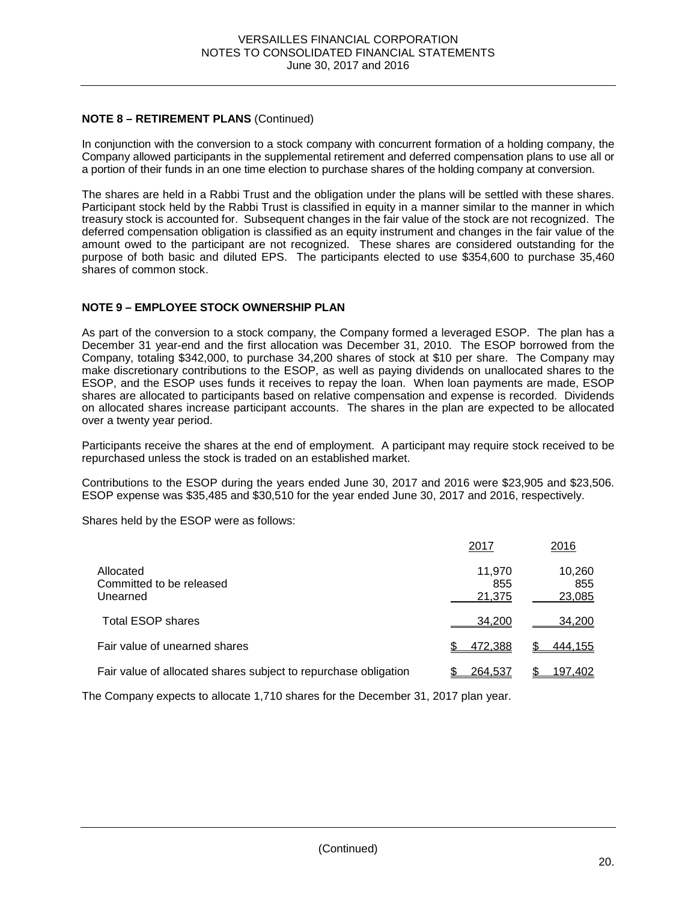## NOTE 8 – RETIREMENT PLANS (Continued)

In conjunction with the conversion to a stock company with concurrent formation of a holding company, the Company allowed participants in the supplemental retirement and deferred compensation plans to use all or a portion of their funds in an one time election to purchase shares of the holding company at conversion.

The shares are held in a Rabbi Trust and the obligation under the plans will be settled with these shares. Participant stock held by the Rabbi Trust is classified in equity in a manner similar to the manner in which treasury stock is accounted for. Subsequent changes in the fair value of the stock are not recognized. The deferred compensation obligation is classified as an equity instrument and changes in the fair value of the amount owed to the participant are not recognized. These shares are considered outstanding for the purpose of both basic and diluted EPS. The participants elected to use $354,600 to purchase 35,460 shares of common stock.

## NOTE 9 – EMPLOYEE STOCK OWNERSHIP PLAN

As part of the conversion to a stock company, the Company formed a leveraged ESOP. The plan has a December 31 year-end and the first allocation was December 31, 2010. The ESOP borrowed from the Company, totaling $342,000, to purchase 34,200 shares of stock at $10 per share. The Company may make discretionary contributions to the ESOP, as well as paying dividends on unallocated shares to the ESOP, and the ESOP uses funds it receives to repay the loan. When loan payments are made, ESOP shares are allocated to participants based on relative compensation and expense is recorded. Dividends on allocated shares increase participant accounts. The shares in the plan are expected to be allocated over a twenty year period.

Participants receive the shares at the end of employment. A participant may require stock received to be repurchased unless the stock is traded on an established market.

Contributions to the ESOP during the years ended June 30, 2017 and 2016 were $23,905 and $23,506. ESOP expense was $35,485 and $30,510 for the year ended June 30, 2017 and 2016, respectively.

Shares held by the ESOP were as follows:

| | 2017 | 2016 |
|---|---|---|
| Allocated | 11,970 | 10,260 |
| Committed to be released | 855 | 855 |
| Unearned | 21,375 | 23,085 |
| Total ESOP shares | 34,200 | 34,200 |
| Fair value of unearned shares | $ 472,388 | $ 444,155 |
| Fair value of allocated shares subject to repurchase obligation | $ 264,537 | $ 197,402 |

The Company expects to allocate 1,710 shares for the December 31, 2017 plan year.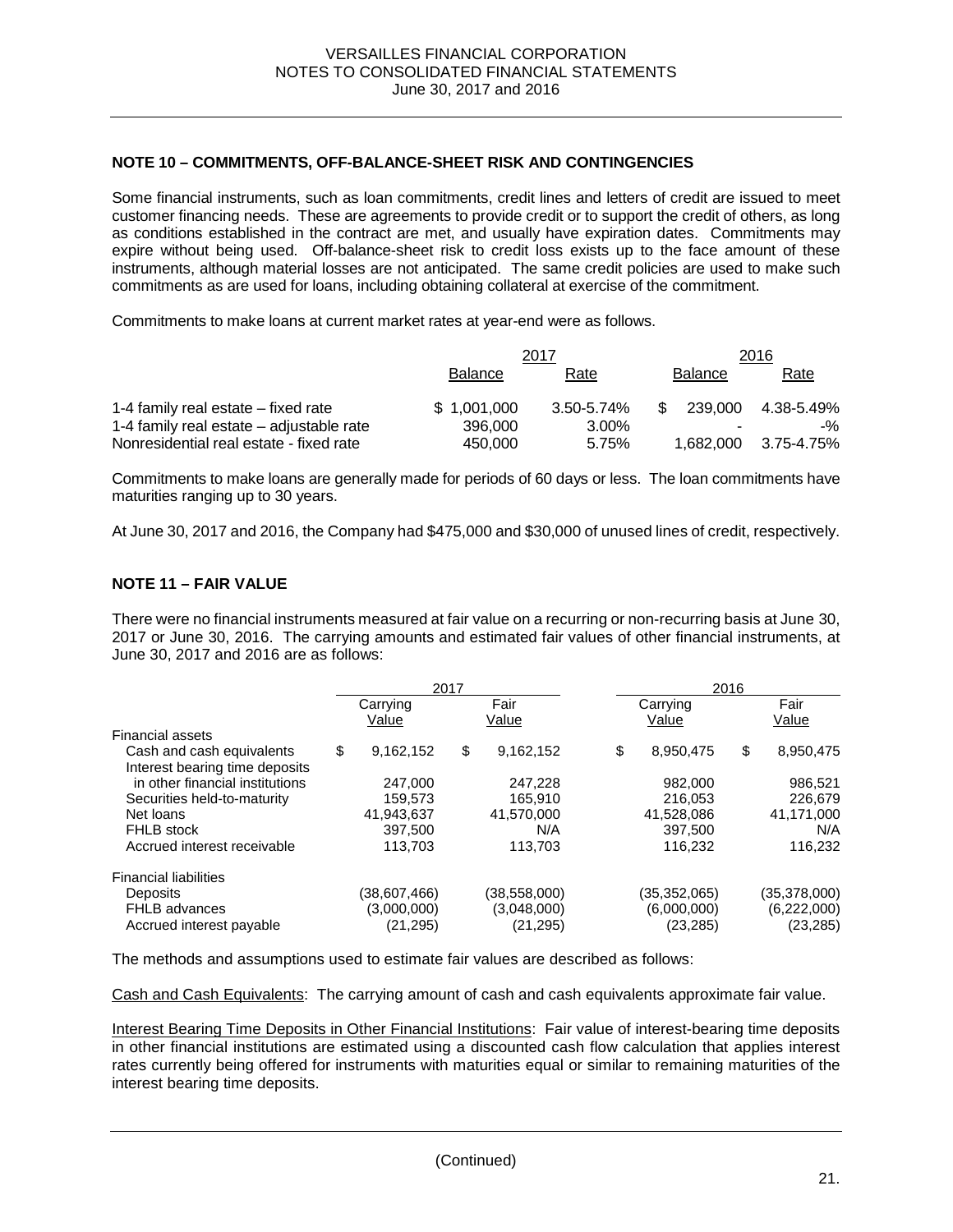## NOTE 10 – COMMITMENTS, OFF-BALANCE-SHEET RISK AND CONTINGENCIES

Some financial instruments, such as loan commitments, credit lines and letters of credit are issued to meet customer financing needs. These are agreements to provide credit or to support the credit of others, as long as conditions established in the contract are met, and usually have expiration dates. Commitments may expire without being used. Off-balance-sheet risk to credit loss exists up to the face amount of these instruments, although material losses are not anticipated. The same credit policies are used to make such commitments as are used for loans, including obtaining collateral at exercise of the commitment.

Commitments to make loans at current market rates at year-end were as follows.

| | 2017 | | 2016 | |
|---|---|---|---|---|
| | Balance | Rate | Balance | Rate |
| 1-4 family real estate – fixed rate | $ 1,001,000 | 3.50-5.74% | $ 239,000 | 4.38-5.49% |
| 1-4 family real estate – adjustable rate | 396,000 | 3.00% | - | -% |
| Nonresidential real estate - fixed rate | 450,000 | 5.75% | 1,682,000 | 3.75-4.75% |

Commitments to make loans are generally made for periods of 60 days or less. The loan commitments have maturities ranging up to 30 years.

At June 30, 2017 and 2016, the Company had $475,000 and $30,000 of unused lines of credit, respectively.

## NOTE 11 – FAIR VALUE

There were no financial instruments measured at fair value on a recurring or non-recurring basis at June 30, 2017 or June 30, 2016. The carrying amounts and estimated fair values of other financial instruments, at June 30, 2017 and 2016 are as follows:

| | 2017 | | 2016 | |
|---|---|---|---|---|
| | Carrying Value | Fair Value | Carrying Value | Fair Value |
| Financial assets | | | | |
| Cash and cash equivalents | $ 9,162,152 | $ 9,162,152 | $ 8,950,475 | $ 8,950,475 |
| Interest bearing time deposits in other financial institutions | 247,000 | 247,228 | 982,000 | 986,521 |
| Securities held-to-maturity | 159,573 | 165,910 | 216,053 | 226,679 |
| Net loans | 41,943,637 | 41,570,000 | 41,528,086 | 41,171,000 |
| FHLB stock | 397,500 | N/A | 397,500 | N/A |
| Accrued interest receivable | 113,703 | 113,703 | 116,232 | 116,232 |
| Financial liabilities | | | | |
| Deposits | (38,607,466) | (38,558,000) | (35,352,065) | (35,378,000) |
| FHLB advances | (3,000,000) | (3,048,000) | (6,000,000) | (6,222,000) |
| Accrued interest payable | (21,295) | (21,295) | (23,285) | (23,285) |

The methods and assumptions used to estimate fair values are described as follows:

Cash and Cash Equivalents: The carrying amount of cash and cash equivalents approximate fair value.

Interest Bearing Time Deposits in Other Financial Institutions: Fair value of interest-bearing time deposits in other financial institutions are estimated using a discounted cash flow calculation that applies interest rates currently being offered for instruments with maturities equal or similar to remaining maturities of the interest bearing time deposits.

(Continued)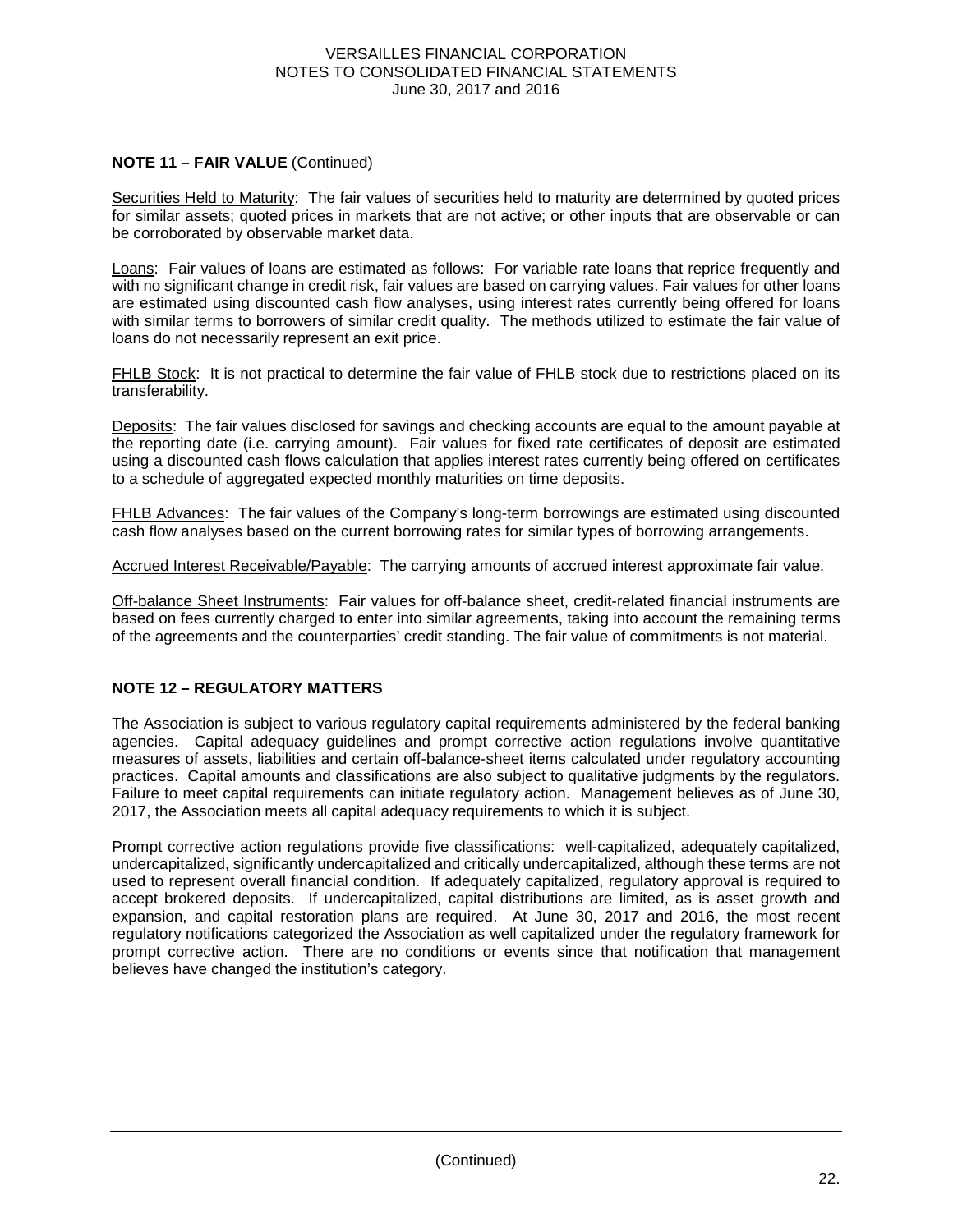**NOTE 11 – FAIR VALUE** (Continued)

Securities Held to Maturity: The fair values of securities held to maturity are determined by quoted prices for similar assets; quoted prices in markets that are not active; or other inputs that are observable or can be corroborated by observable market data.

Loans: Fair values of loans are estimated as follows: For variable rate loans that reprice frequently and with no significant change in credit risk, fair values are based on carrying values. Fair values for other loans are estimated using discounted cash flow analyses, using interest rates currently being offered for loans with similar terms to borrowers of similar credit quality. The methods utilized to estimate the fair value of loans do not necessarily represent an exit price.

FHLB Stock: It is not practical to determine the fair value of FHLB stock due to restrictions placed on its transferability.

Deposits: The fair values disclosed for savings and checking accounts are equal to the amount payable at the reporting date (i.e. carrying amount). Fair values for fixed rate certificates of deposit are estimated using a discounted cash flows calculation that applies interest rates currently being offered on certificates to a schedule of aggregated expected monthly maturities on time deposits.

FHLB Advances: The fair values of the Company's long-term borrowings are estimated using discounted cash flow analyses based on the current borrowing rates for similar types of borrowing arrangements.

Accrued Interest Receivable/Payable: The carrying amounts of accrued interest approximate fair value.

Off-balance Sheet Instruments: Fair values for off-balance sheet, credit-related financial instruments are based on fees currently charged to enter into similar agreements, taking into account the remaining terms of the agreements and the counterparties' credit standing. The fair value of commitments is not material.

**NOTE 12 – REGULATORY MATTERS**

The Association is subject to various regulatory capital requirements administered by the federal banking agencies. Capital adequacy guidelines and prompt corrective action regulations involve quantitative measures of assets, liabilities and certain off-balance-sheet items calculated under regulatory accounting practices. Capital amounts and classifications are also subject to qualitative judgments by the regulators. Failure to meet capital requirements can initiate regulatory action. Management believes as of June 30, 2017, the Association meets all capital adequacy requirements to which it is subject.

Prompt corrective action regulations provide five classifications: well-capitalized, adequately capitalized, undercapitalized, significantly undercapitalized and critically undercapitalized, although these terms are not used to represent overall financial condition. If adequately capitalized, regulatory approval is required to accept brokered deposits. If undercapitalized, capital distributions are limited, as is asset growth and expansion, and capital restoration plans are required. At June 30, 2017 and 2016, the most recent regulatory notifications categorized the Association as well capitalized under the regulatory framework for prompt corrective action. There are no conditions or events since that notification that management believes have changed the institution's category.

(Continued)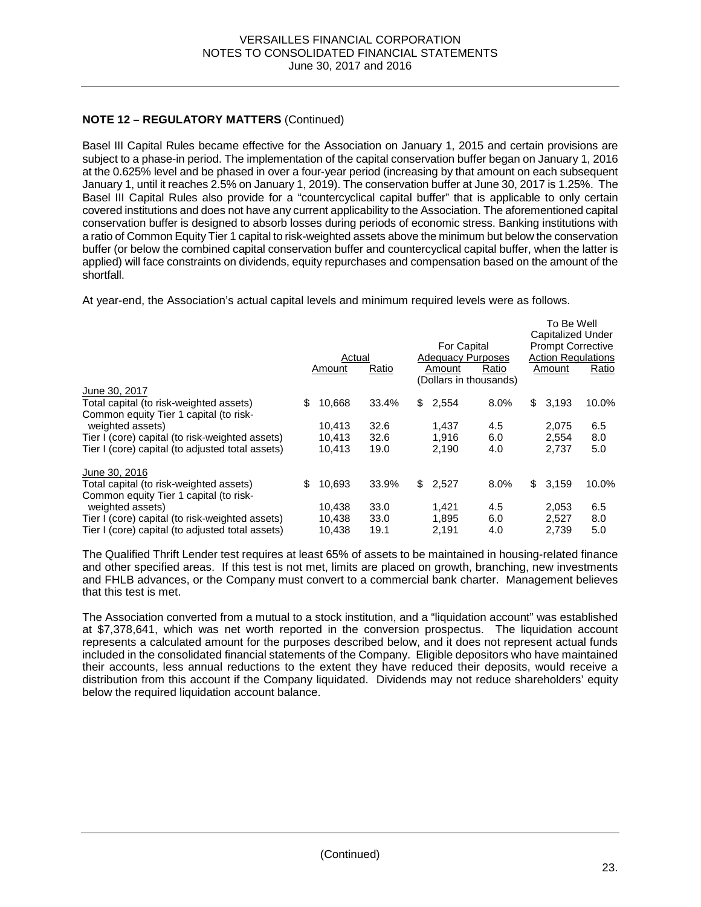**NOTE 12 – REGULATORY MATTERS** (Continued)

Basel III Capital Rules became effective for the Association on January 1, 2015 and certain provisions are subject to a phase-in period. The implementation of the capital conservation buffer began on January 1, 2016 at the 0.625% level and be phased in over a four-year period (increasing by that amount on each subsequent January 1, until it reaches 2.5% on January 1, 2019). The conservation buffer at June 30, 2017 is 1.25%. The Basel III Capital Rules also provide for a "countercyclical capital buffer" that is applicable to only certain covered institutions and does not have any current applicability to the Association. The aforementioned capital conservation buffer is designed to absorb losses during periods of economic stress. Banking institutions with a ratio of Common Equity Tier 1 capital to risk-weighted assets above the minimum but below the conservation buffer (or below the combined capital conservation buffer and countercyclical capital buffer, when the latter is applied) will face constraints on dividends, equity repurchases and compensation based on the amount of the shortfall.

At year-end, the Association's actual capital levels and minimum required levels were as follows.

| | Actual | | For Capital Adequacy Purposes | | To Be Well Capitalized Under Prompt Corrective Action Regulations | |
|---|---|---|---|---|---|---|
| | Amount | Ratio | Amount | Ratio | Amount | Ratio |
| | | | (Dollars in thousands) | | | |
| June 30, 2017 | | | | | | |
| Total capital (to risk-weighted assets) | $ 10,668 | 33.4% | $ 2,554 | 8.0% | $ 3,193 | 10.0% |
| Common equity Tier 1 capital (to risk-weighted assets) | 10,413 | 32.6 | 1,437 | 4.5 | 2,075 | 6.5 |
| Tier I (core) capital (to risk-weighted assets) | 10,413 | 32.6 | 1,916 | 6.0 | 2,554 | 8.0 |
| Tier I (core) capital (to adjusted total assets) | 10,413 | 19.0 | 2,190 | 4.0 | 2,737 | 5.0 |
| June 30, 2016 | | | | | | |
| Total capital (to risk-weighted assets) | $ 10,693 | 33.9% | $ 2,527 | 8.0% | $ 3,159 | 10.0% |
| Common equity Tier 1 capital (to risk-weighted assets) | 10,438 | 33.0 | 1,421 | 4.5 | 2,053 | 6.5 |
| Tier I (core) capital (to risk-weighted assets) | 10,438 | 33.0 | 1,895 | 6.0 | 2,527 | 8.0 |
| Tier I (core) capital (to adjusted total assets) | 10,438 | 19.1 | 2,191 | 4.0 | 2,739 | 5.0 |

The Qualified Thrift Lender test requires at least 65% of assets to be maintained in housing-related finance and other specified areas. If this test is not met, limits are placed on growth, branching, new investments and FHLB advances, or the Company must convert to a commercial bank charter. Management believes that this test is met.

The Association converted from a mutual to a stock institution, and a "liquidation account" was established at $7,378,641, which was net worth reported in the conversion prospectus. The liquidation account represents a calculated amount for the purposes described below, and it does not represent actual funds included in the consolidated financial statements of the Company. Eligible depositors who have maintained their accounts, less annual reductions to the extent they have reduced their deposits, would receive a distribution from this account if the Company liquidated. Dividends may not reduce shareholders' equity below the required liquidation account balance.

(Continued)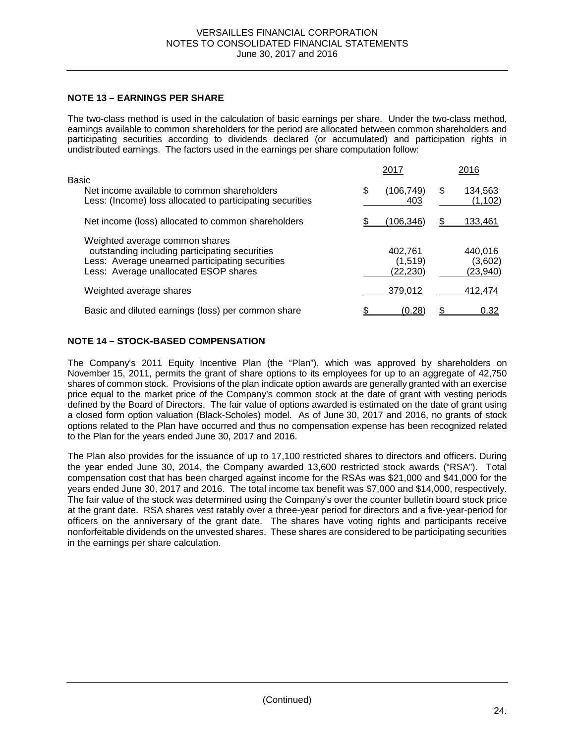## NOTE 13 – EARNINGS PER SHARE

The two-class method is used in the calculation of basic earnings per share. Under the two-class method, earnings available to common shareholders for the period are allocated between common shareholders and participating securities according to dividends declared (or accumulated) and participation rights in undistributed earnings. The factors used in the earnings per share computation follow:

| | 2017 | 2016 |
|---|---|---|
| Basic | | |
| Net income available to common shareholders | $ (106,749) | $ 134,563 |
| Less: (Income) loss allocated to participating securities | 403 | (1,102) |
| Net income (loss) allocated to common shareholders | $ (106,346) | $ 133,461 |
| Weighted average common shares outstanding including participating securities | 402,761 | 440,016 |
| Less: Average unearned participating securities | (1,519) | (3,602) |
| Less: Average unallocated ESOP shares | (22,230) | (23,940) |
| Weighted average shares | 379,012 | 412,474 |
| Basic and diluted earnings (loss) per common share | $ (0.28) | $ 0.32 |

## NOTE 14 – STOCK-BASED COMPENSATION

The Company's 2011 Equity Incentive Plan (the "Plan"), which was approved by shareholders on November 15, 2011, permits the grant of share options to its employees for up to an aggregate of 42,750 shares of common stock. Provisions of the plan indicate option awards are generally granted with an exercise price equal to the market price of the Company's common stock at the date of grant with vesting periods defined by the Board of Directors. The fair value of options awarded is estimated on the date of grant using a closed form option valuation (Black-Scholes) model. As of June 30, 2017 and 2016, no grants of stock options related to the Plan have occurred and thus no compensation expense has been recognized related to the Plan for the years ended June 30, 2017 and 2016.

The Plan also provides for the issuance of up to 17,100 restricted shares to directors and officers. During the year ended June 30, 2014, the Company awarded 13,600 restricted stock awards ("RSA"). Total compensation cost that has been charged against income for the RSAs was $21,000 and $41,000 for the years ended June 30, 2017 and 2016. The total income tax benefit was $7,000 and $14,000, respectively. The fair value of the stock was determined using the Company's over the counter bulletin board stock price at the grant date. RSA shares vest ratably over a three-year period for directors and a five-year-period for officers on the anniversary of the grant date. The shares have voting rights and participants receive nonforfeitable dividends on the unvested shares. These shares are considered to be participating securities in the earnings per share calculation.

(Continued)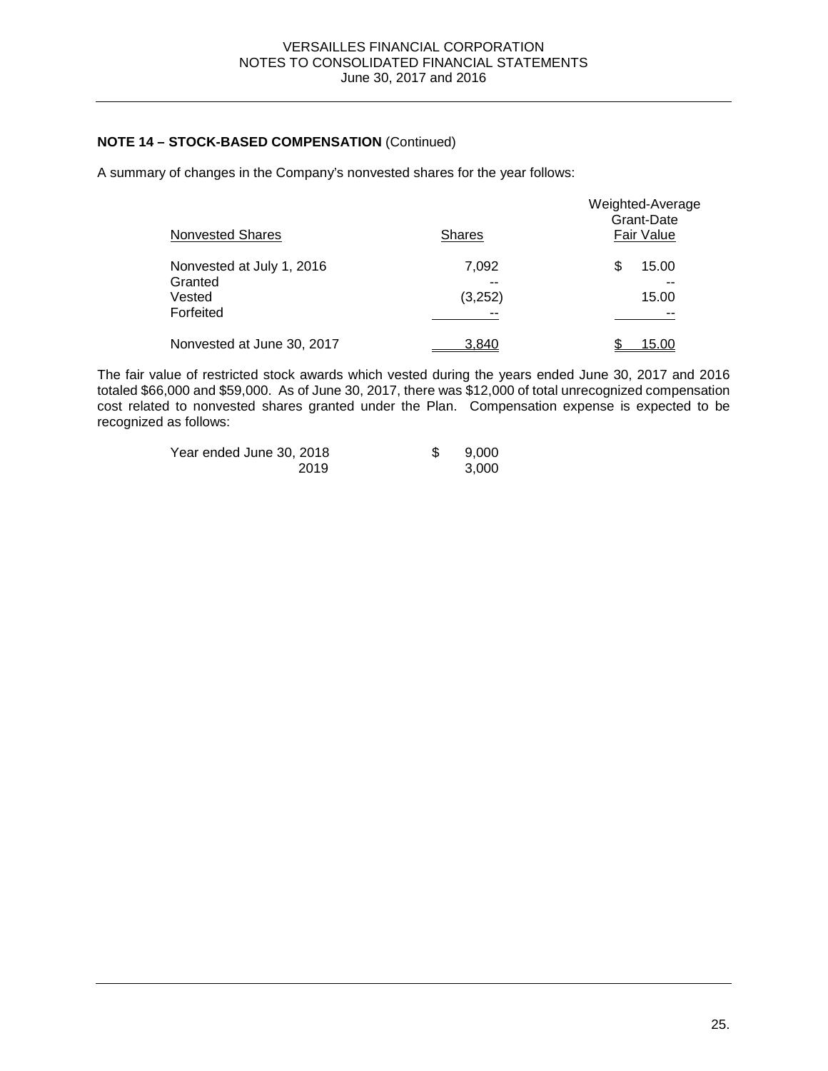**NOTE 14 – STOCK-BASED COMPENSATION** (Continued)

A summary of changes in the Company's nonvested shares for the year follows:

| Nonvested Shares | Shares | Weighted-Average Grant-Date Fair Value |
|---|---|---|
| Nonvested at July 1, 2016 | 7,092 | $ 15.00 |
| Granted | -- | -- |
| Vested | (3,252) | 15.00 |
| Forfeited | -- | -- |
| Nonvested at June 30, 2017 | 3,840 | $ 15.00 |

The fair value of restricted stock awards which vested during the years ended June 30, 2017 and 2016 totaled $66,000 and $59,000. As of June 30, 2017, there was $12,000 of total unrecognized compensation cost related to nonvested shares granted under the Plan. Compensation expense is expected to be recognized as follows:

| | |
|---|---|
| Year ended June 30, 2018 | $ 9,000 |
| 2019 | 3,000 |